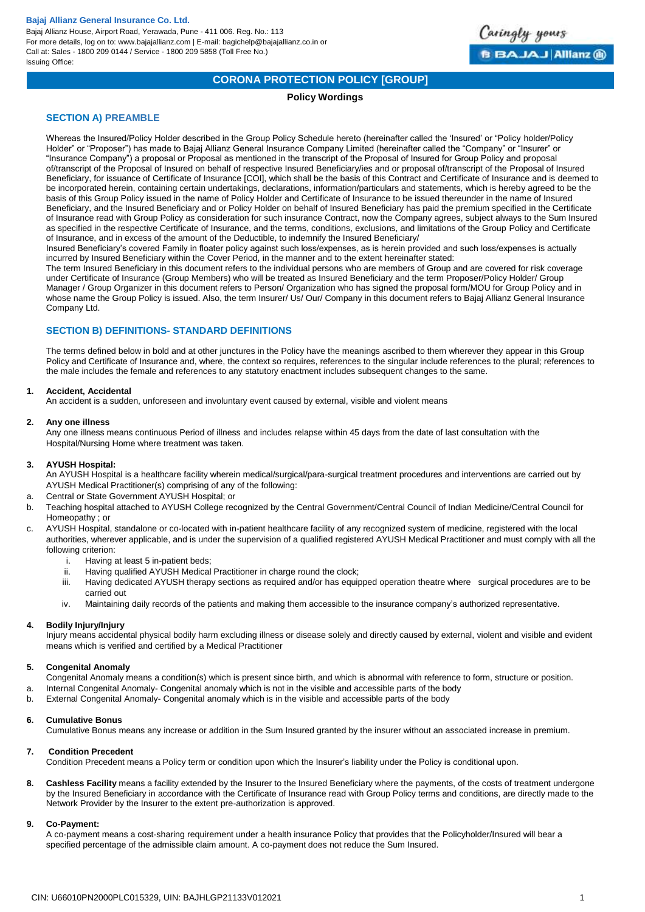**Bajaj Allianz General Insurance Co. Ltd.**
Bajaj Allianz House, Airport Road, Yerawada, Pune - 411 006. Reg. No.: 113
For more details, log on to: www.bajajallianz.com | E-mail: bagichelp@bajajallianz.co.in or
Call at: Sales - 1800 209 0144 / Service - 1800 209 5858 (Toll Free No.)
Issuing Office:

# CORONA PROTECTION POLICY [GROUP]

**Policy Wordings**

## SECTION A) PREAMBLE

Whereas the Insured/Policy Holder described in the Group Policy Schedule hereto (hereinafter called the 'Insured' or "Policy holder/Policy Holder" or "Proposer") has made to Bajaj Allianz General Insurance Company Limited (hereinafter called the "Company" or "Insurer" or "Insurance Company") a proposal or Proposal as mentioned in the transcript of the Proposal of Insured for Group Policy and proposal of/transcript of the Proposal of Insured on behalf of respective Insured Beneficiary/ies and or proposal of/transcript of the Proposal of Insured Beneficiary, for issuance of Certificate of Insurance [COI], which shall be the basis of this Contract and Certificate of Insurance and is deemed to be incorporated herein, containing certain undertakings, declarations, information/particulars and statements, which is hereby agreed to be the basis of this Group Policy issued in the name of Policy Holder and Certificate of Insurance to be issued thereunder in the name of Insured Beneficiary, and the Insured Beneficiary and or Policy Holder on behalf of Insured Beneficiary has paid the premium specified in the Certificate of Insurance read with Group Policy as consideration for such insurance Contract, now the Company agrees, subject always to the Sum Insured as specified in the respective Certificate of Insurance, and the terms, conditions, exclusions, and limitations of the Group Policy and Certificate of Insurance, and in excess of the amount of the Deductible, to indemnify the Insured Beneficiary/
Insured Beneficiary's covered Family in floater policy against such loss/expenses, as is herein provided and such loss/expenses is actually incurred by Insured Beneficiary within the Cover Period, in the manner and to the extent hereinafter stated:
The term Insured Beneficiary in this document refers to the individual persons who are members of Group and are covered for risk coverage under Certificate of Insurance (Group Members) who will be treated as Insured Beneficiary and the term Proposer/Policy Holder/ Group Manager / Group Organizer in this document refers to Person/ Organization who has signed the proposal form/MOU for Group Policy and in whose name the Group Policy is issued. Also, the term Insurer/ Us/ Our/ Company in this document refers to Bajaj Allianz General Insurance Company Ltd.

## SECTION B) DEFINITIONS- STANDARD DEFINITIONS

The terms defined below in bold and at other junctures in the Policy have the meanings ascribed to them wherever they appear in this Group Policy and Certificate of Insurance and, where, the context so requires, references to the singular include references to the plural; references to the male includes the female and references to any statutory enactment includes subsequent changes to the same.

1. **Accident, Accidental**
   An accident is a sudden, unforeseen and involuntary event caused by external, visible and violent means

2. **Any one illness**
   Any one illness means continuous Period of illness and includes relapse within 45 days from the date of last consultation with the Hospital/Nursing Home where treatment was taken.

3. **AYUSH Hospital:**
   An AYUSH Hospital is a healthcare facility wherein medical/surgical/para-surgical treatment procedures and interventions are carried out by AYUSH Medical Practitioner(s) comprising of any of the following:
   a. Central or State Government AYUSH Hospital; or
   b. Teaching hospital attached to AYUSH College recognized by the Central Government/Central Council of Indian Medicine/Central Council for Homeopathy ; or
   c. AYUSH Hospital, standalone or co-located with in-patient healthcare facility of any recognized system of medicine, registered with the local authorities, wherever applicable, and is under the supervision of a qualified registered AYUSH Medical Practitioner and must comply with all the following criterion:
      i. Having at least 5 in-patient beds;
      ii. Having qualified AYUSH Medical Practitioner in charge round the clock;
      iii. Having dedicated AYUSH therapy sections as required and/or has equipped operation theatre where surgical procedures are to be carried out
      iv. Maintaining daily records of the patients and making them accessible to the insurance company's authorized representative.

4. **Bodily Injury/Injury**
   Injury means accidental physical bodily harm excluding illness or disease solely and directly caused by external, violent and visible and evident means which is verified and certified by a Medical Practitioner

5. **Congenital Anomaly**
   Congenital Anomaly means a condition(s) which is present since birth, and which is abnormal with reference to form, structure or position.
   a. Internal Congenital Anomaly- Congenital anomaly which is not in the visible and accessible parts of the body
   b. External Congenital Anomaly- Congenital anomaly which is in the visible and accessible parts of the body

6. **Cumulative Bonus**
   Cumulative Bonus means any increase or addition in the Sum Insured granted by the insurer without an associated increase in premium.

7. **Condition Precedent**
   Condition Precedent means a Policy term or condition upon which the Insurer's liability under the Policy is conditional upon.

8. **Cashless Facility** means a facility extended by the Insurer to the Insured Beneficiary where the payments, of the costs of treatment undergone by the Insured Beneficiary in accordance with the Certificate of Insurance read with Group Policy terms and conditions, are directly made to the Network Provider by the Insurer to the extent pre-authorization is approved.

9. **Co-Payment:**
   A co-payment means a cost-sharing requirement under a health insurance Policy that provides that the Policyholder/Insured will bear a specified percentage of the admissible claim amount. A co-payment does not reduce the Sum Insured.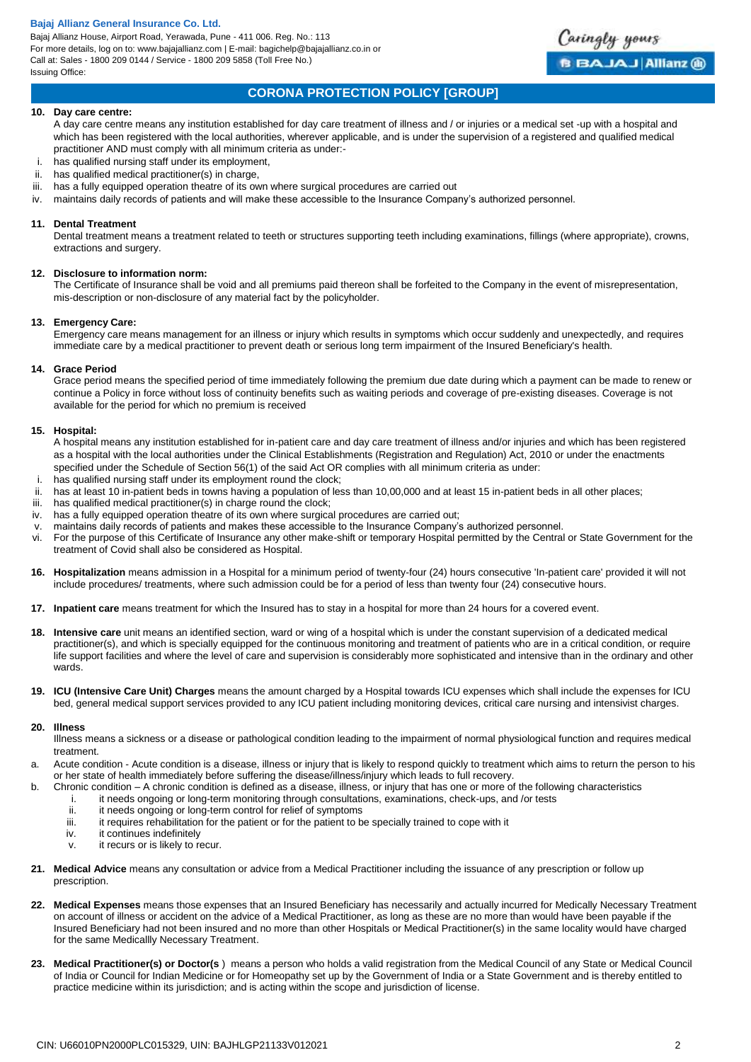## CORONA PROTECTION POLICY [GROUP]

**10. Day care centre:**

A day care centre means any institution established for day care treatment of illness and / or injuries or a medical set -up with a hospital and which has been registered with the local authorities, wherever applicable, and is under the supervision of a registered and qualified medical practitioner AND must comply with all minimum criteria as under:-

i. has qualified nursing staff under its employment,
ii. has qualified medical practitioner(s) in charge,
iii. has a fully equipped operation theatre of its own where surgical procedures are carried out
iv. maintains daily records of patients and will make these accessible to the Insurance Company's authorized personnel.

**11. Dental Treatment**

Dental treatment means a treatment related to teeth or structures supporting teeth including examinations, fillings (where appropriate), crowns, extractions and surgery.

**12. Disclosure to information norm:**

The Certificate of Insurance shall be void and all premiums paid thereon shall be forfeited to the Company in the event of misrepresentation, mis-description or non-disclosure of any material fact by the policyholder.

**13. Emergency Care:**

Emergency care means management for an illness or injury which results in symptoms which occur suddenly and unexpectedly, and requires immediate care by a medical practitioner to prevent death or serious long term impairment of the Insured Beneficiary's health.

**14. Grace Period**

Grace period means the specified period of time immediately following the premium due date during which a payment can be made to renew or continue a Policy in force without loss of continuity benefits such as waiting periods and coverage of pre-existing diseases. Coverage is not available for the period for which no premium is received

**15. Hospital:**

A hospital means any institution established for in-patient care and day care treatment of illness and/or injuries and which has been registered as a hospital with the local authorities under the Clinical Establishments (Registration and Regulation) Act, 2010 or under the enactments specified under the Schedule of Section 56(1) of the said Act OR complies with all minimum criteria as under:

i. has qualified nursing staff under its employment round the clock;
ii. has at least 10 in-patient beds in towns having a population of less than 10,00,000 and at least 15 in-patient beds in all other places;
iii. has qualified medical practitioner(s) in charge round the clock;
iv. has a fully equipped operation theatre of its own where surgical procedures are carried out;
v. maintains daily records of patients and makes these accessible to the Insurance Company's authorized personnel.
vi. For the purpose of this Certificate of Insurance any other make-shift or temporary Hospital permitted by the Central or State Government for the treatment of Covid shall also be considered as Hospital.

**16. Hospitalization** means admission in a Hospital for a minimum period of twenty-four (24) hours consecutive 'In-patient care' provided it will not include procedures/ treatments, where such admission could be for a period of less than twenty four (24) consecutive hours.

**17. Inpatient care** means treatment for which the Insured has to stay in a hospital for more than 24 hours for a covered event.

**18. Intensive care** unit means an identified section, ward or wing of a hospital which is under the constant supervision of a dedicated medical practitioner(s), and which is specially equipped for the continuous monitoring and treatment of patients who are in a critical condition, or require life support facilities and where the level of care and supervision is considerably more sophisticated and intensive than in the ordinary and other wards.

**19. ICU (Intensive Care Unit) Charges** means the amount charged by a Hospital towards ICU expenses which shall include the expenses for ICU bed, general medical support services provided to any ICU patient including monitoring devices, critical care nursing and intensivist charges.

**20. Illness**

Illness means a sickness or a disease or pathological condition leading to the impairment of normal physiological function and requires medical treatment.

a. Acute condition - Acute condition is a disease, illness or injury that is likely to respond quickly to treatment which aims to return the person to his or her state of health immediately before suffering the disease/illness/injury which leads to full recovery.
b. Chronic condition – A chronic condition is defined as a disease, illness, or injury that has one or more of the following characteristics
   i. it needs ongoing or long-term monitoring through consultations, examinations, check-ups, and /or tests
   ii. it needs ongoing or long-term control for relief of symptoms
   iii. it requires rehabilitation for the patient or for the patient to be specially trained to cope with it
   iv. it continues indefinitely
   v. it recurs or is likely to recur.

**21. Medical Advice** means any consultation or advice from a Medical Practitioner including the issuance of any prescription or follow up prescription.

**22. Medical Expenses** means those expenses that an Insured Beneficiary has necessarily and actually incurred for Medically Necessary Treatment on account of illness or accident on the advice of a Medical Practitioner, as long as these are no more than would have been payable if the Insured Beneficiary had not been insured and no more than other Hospitals or Medical Practitioner(s) in the same locality would have charged for the same Medicallly Necessary Treatment.

**23. Medical Practitioner(s) or Doctor(s** ) means a person who holds a valid registration from the Medical Council of any State or Medical Council of India or Council for Indian Medicine or for Homeopathy set up by the Government of India or a State Government and is thereby entitled to practice medicine within its jurisdiction; and is acting within the scope and jurisdiction of license.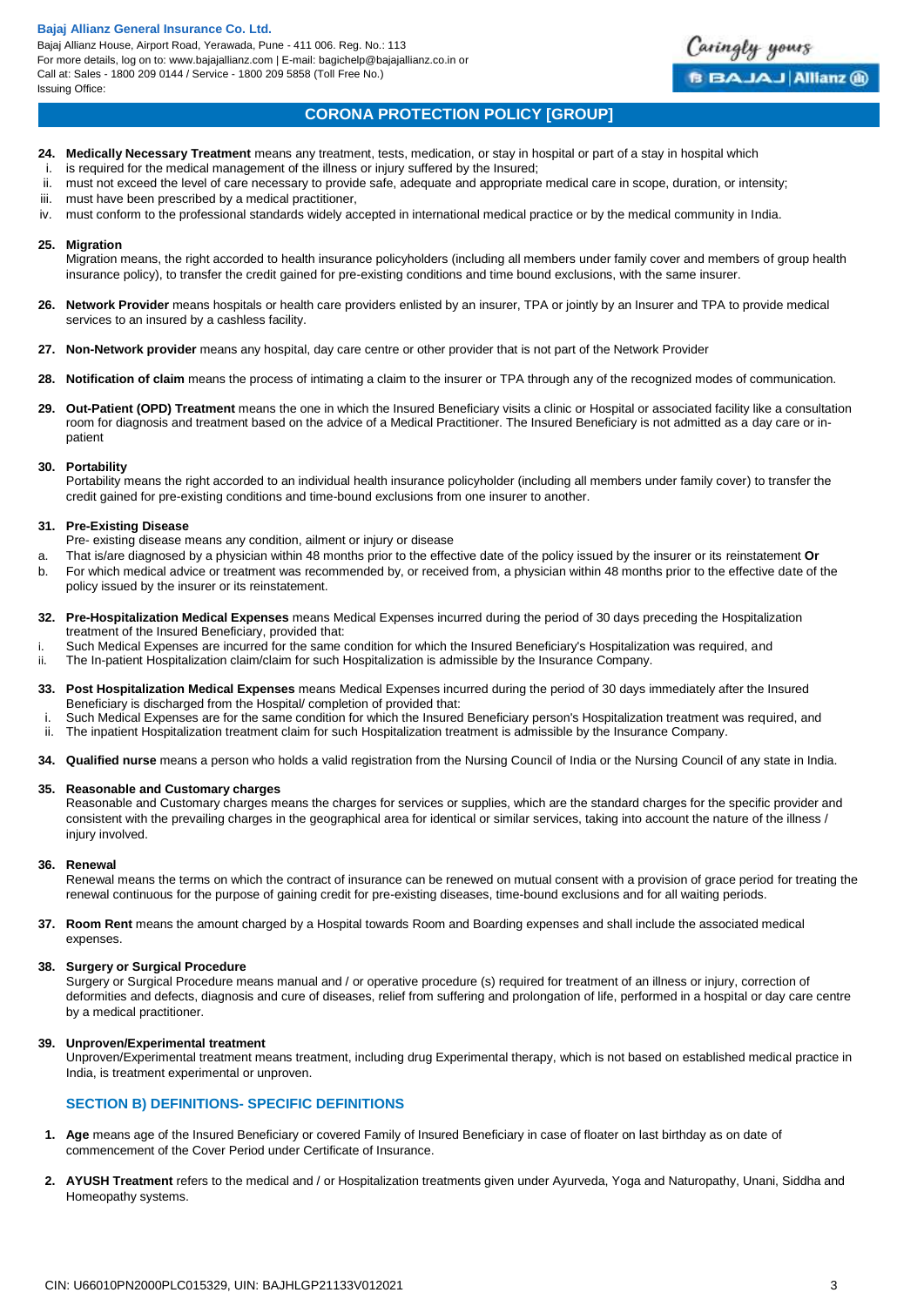## CORONA PROTECTION POLICY [GROUP]

24. **Medically Necessary Treatment** means any treatment, tests, medication, or stay in hospital or part of a stay in hospital which
    i. is required for the medical management of the illness or injury suffered by the Insured;
    ii. must not exceed the level of care necessary to provide safe, adequate and appropriate medical care in scope, duration, or intensity;
    iii. must have been prescribed by a medical practitioner,
    iv. must conform to the professional standards widely accepted in international medical practice or by the medical community in India.

25. **Migration**
    Migration means, the right accorded to health insurance policyholders (including all members under family cover and members of group health insurance policy), to transfer the credit gained for pre-existing conditions and time bound exclusions, with the same insurer.

26. **Network Provider** means hospitals or health care providers enlisted by an insurer, TPA or jointly by an Insurer and TPA to provide medical services to an insured by a cashless facility.

27. **Non-Network provider** means any hospital, day care centre or other provider that is not part of the Network Provider

28. **Notification of claim** means the process of intimating a claim to the insurer or TPA through any of the recognized modes of communication.

29. **Out-Patient (OPD) Treatment** means the one in which the Insured Beneficiary visits a clinic or Hospital or associated facility like a consultation room for diagnosis and treatment based on the advice of a Medical Practitioner. The Insured Beneficiary is not admitted as a day care or in-patient

30. **Portability**
    Portability means the right accorded to an individual health insurance policyholder (including all members under family cover) to transfer the credit gained for pre-existing conditions and time-bound exclusions from one insurer to another.

31. **Pre-Existing Disease**
    Pre- existing disease means any condition, ailment or injury or disease
    a. That is/are diagnosed by a physician within 48 months prior to the effective date of the policy issued by the insurer or its reinstatement **Or**
    b. For which medical advice or treatment was recommended by, or received from, a physician within 48 months prior to the effective date of the policy issued by the insurer or its reinstatement.

32. **Pre-Hospitalization Medical Expenses** means Medical Expenses incurred during the period of 30 days preceding the Hospitalization treatment of the Insured Beneficiary, provided that:
    i. Such Medical Expenses are incurred for the same condition for which the Insured Beneficiary's Hospitalization was required, and
    ii. The In-patient Hospitalization claim/claim for such Hospitalization is admissible by the Insurance Company.

33. **Post Hospitalization Medical Expenses** means Medical Expenses incurred during the period of 30 days immediately after the Insured Beneficiary is discharged from the Hospital/ completion of provided that:
    i. Such Medical Expenses are for the same condition for which the Insured Beneficiary person's Hospitalization treatment was required, and
    ii. The inpatient Hospitalization treatment claim for such Hospitalization treatment is admissible by the Insurance Company.

34. **Qualified nurse** means a person who holds a valid registration from the Nursing Council of India or the Nursing Council of any state in India.

35. **Reasonable and Customary charges**
    Reasonable and Customary charges means the charges for services or supplies, which are the standard charges for the specific provider and consistent with the prevailing charges in the geographical area for identical or similar services, taking into account the nature of the illness / injury involved.

36. **Renewal**
    Renewal means the terms on which the contract of insurance can be renewed on mutual consent with a provision of grace period for treating the renewal continuous for the purpose of gaining credit for pre-existing diseases, time-bound exclusions and for all waiting periods.

37. **Room Rent** means the amount charged by a Hospital towards Room and Boarding expenses and shall include the associated medical expenses.

38. **Surgery or Surgical Procedure**
    Surgery or Surgical Procedure means manual and / or operative procedure (s) required for treatment of an illness or injury, correction of deformities and defects, diagnosis and cure of diseases, relief from suffering and prolongation of life, performed in a hospital or day care centre by a medical practitioner.

39. **Unproven/Experimental treatment**
    Unproven/Experimental treatment means treatment, including drug Experimental therapy, which is not based on established medical practice in India, is treatment experimental or unproven.

### SECTION B) DEFINITIONS- SPECIFIC DEFINITIONS

1. **Age** means age of the Insured Beneficiary or covered Family of Insured Beneficiary in case of floater on last birthday as on date of commencement of the Cover Period under Certificate of Insurance.

2. **AYUSH Treatment** refers to the medical and / or Hospitalization treatments given under Ayurveda, Yoga and Naturopathy, Unani, Siddha and Homeopathy systems.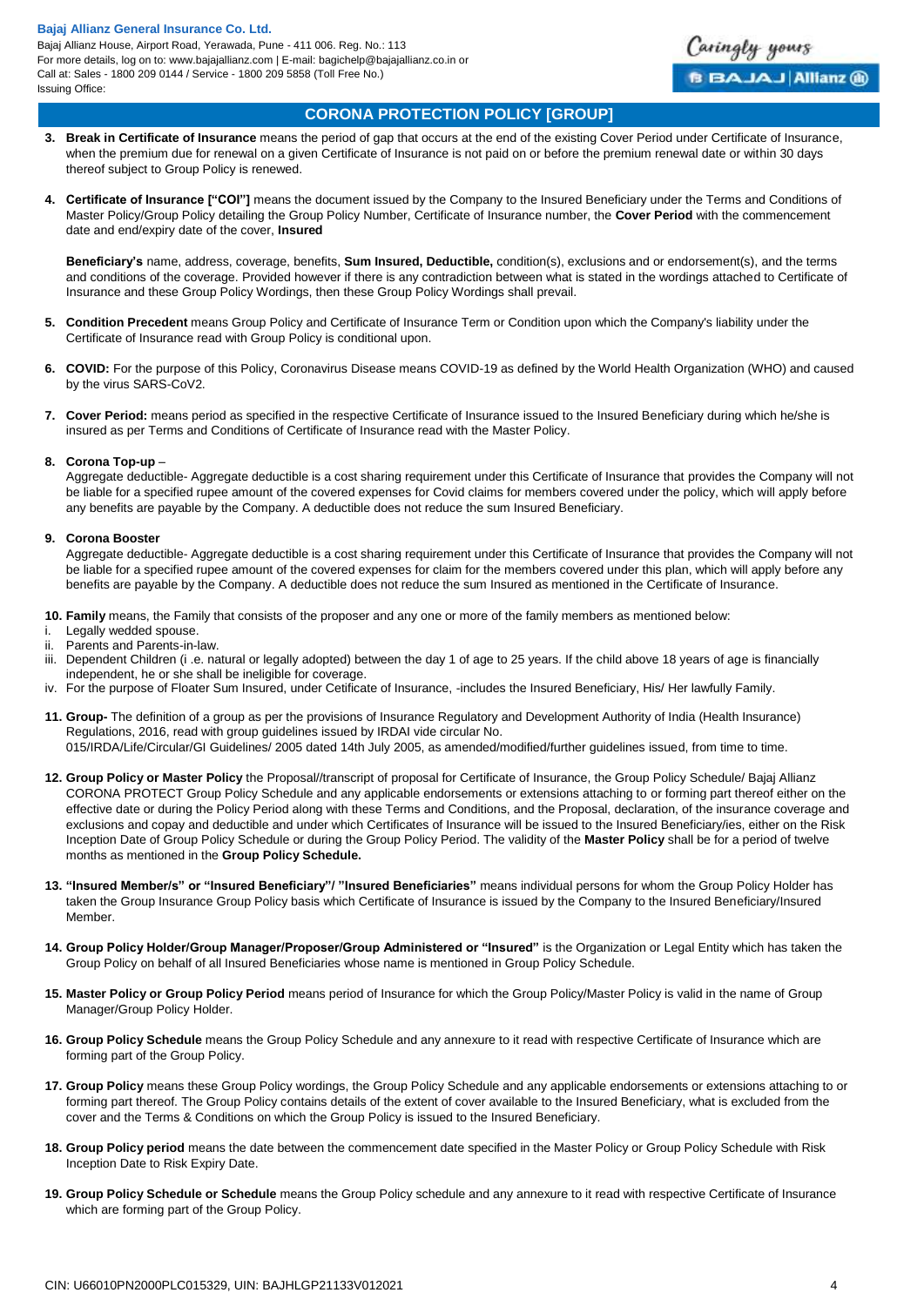## CORONA PROTECTION POLICY [GROUP]

3. **Break in Certificate of Insurance** means the period of gap that occurs at the end of the existing Cover Period under Certificate of Insurance, when the premium due for renewal on a given Certificate of Insurance is not paid on or before the premium renewal date or within 30 days thereof subject to Group Policy is renewed.

4. **Certificate of Insurance ["COI"]** means the document issued by the Company to the Insured Beneficiary under the Terms and Conditions of Master Policy/Group Policy detailing the Group Policy Number, Certificate of Insurance number, the **Cover Period** with the commencement date and end/expiry date of the cover, **Insured**

   **Beneficiary's** name, address, coverage, benefits, **Sum Insured, Deductible,** condition(s), exclusions and or endorsement(s), and the terms and conditions of the coverage. Provided however if there is any contradiction between what is stated in the wordings attached to Certificate of Insurance and these Group Policy Wordings, then these Group Policy Wordings shall prevail.

5. **Condition Precedent** means Group Policy and Certificate of Insurance Term or Condition upon which the Company's liability under the Certificate of Insurance read with Group Policy is conditional upon.

6. **COVID:** For the purpose of this Policy, Coronavirus Disease means COVID-19 as defined by the World Health Organization (WHO) and caused by the virus SARS-CoV2.

7. **Cover Period:** means period as specified in the respective Certificate of Insurance issued to the Insured Beneficiary during which he/she is insured as per Terms and Conditions of Certificate of Insurance read with the Master Policy.

8. **Corona Top-up** –

   Aggregate deductible- Aggregate deductible is a cost sharing requirement under this Certificate of Insurance that provides the Company will not be liable for a specified rupee amount of the covered expenses for Covid claims for members covered under the policy, which will apply before any benefits are payable by the Company. A deductible does not reduce the sum Insured Beneficiary.

9. **Corona Booster**

   Aggregate deductible- Aggregate deductible is a cost sharing requirement under this Certificate of Insurance that provides the Company will not be liable for a specified rupee amount of the covered expenses for claim for the members covered under this plan, which will apply before any benefits are payable by the Company. A deductible does not reduce the sum Insured as mentioned in the Certificate of Insurance.

10. **Family** means, the Family that consists of the proposer and any one or more of the family members as mentioned below:

   i. Legally wedded spouse.
   ii. Parents and Parents-in-law.
   iii. Dependent Children (i .e. natural or legally adopted) between the day 1 of age to 25 years. If the child above 18 years of age is financially independent, he or she shall be ineligible for coverage.
   iv. For the purpose of Floater Sum Insured, under Cetificate of Insurance, -includes the Insured Beneficiary, His/ Her lawfully Family.

11. **Group-** The definition of a group as per the provisions of Insurance Regulatory and Development Authority of India (Health Insurance) Regulations, 2016, read with group guidelines issued by IRDAI vide circular No. 015/IRDA/Life/Circular/GI Guidelines/ 2005 dated 14th July 2005, as amended/modified/further guidelines issued, from time to time.

12. **Group Policy or Master Policy** the Proposal//transcript of proposal for Certificate of Insurance, the Group Policy Schedule/ Bajaj Allianz CORONA PROTECT Group Policy Schedule and any applicable endorsements or extensions attaching to or forming part thereof either on the effective date or during the Policy Period along with these Terms and Conditions, and the Proposal, declaration, of the insurance coverage and exclusions and copay and deductible and under which Certificates of Insurance will be issued to the Insured Beneficiary/ies, either on the Risk Inception Date of Group Policy Schedule or during the Group Policy Period. The validity of the **Master Policy** shall be for a period of twelve months as mentioned in the **Group Policy Schedule.**

13. **"Insured Member/s" or "Insured Beneficiary"/ "Insured Beneficiaries"** means individual persons for whom the Group Policy Holder has taken the Group Insurance Group Policy basis which Certificate of Insurance is issued by the Company to the Insured Beneficiary/Insured Member.

14. **Group Policy Holder/Group Manager/Proposer/Group Administered or "Insured"** is the Organization or Legal Entity which has taken the Group Policy on behalf of all Insured Beneficiaries whose name is mentioned in Group Policy Schedule.

15. **Master Policy or Group Policy Period** means period of Insurance for which the Group Policy/Master Policy is valid in the name of Group Manager/Group Policy Holder.

16. **Group Policy Schedule** means the Group Policy Schedule and any annexure to it read with respective Certificate of Insurance which are forming part of the Group Policy.

17. **Group Policy** means these Group Policy wordings, the Group Policy Schedule and any applicable endorsements or extensions attaching to or forming part thereof. The Group Policy contains details of the extent of cover available to the Insured Beneficiary, what is excluded from the cover and the Terms & Conditions on which the Group Policy is issued to the Insured Beneficiary.

18. **Group Policy period** means the date between the commencement date specified in the Master Policy or Group Policy Schedule with Risk Inception Date to Risk Expiry Date.

19. **Group Policy Schedule or Schedule** means the Group Policy schedule and any annexure to it read with respective Certificate of Insurance which are forming part of the Group Policy.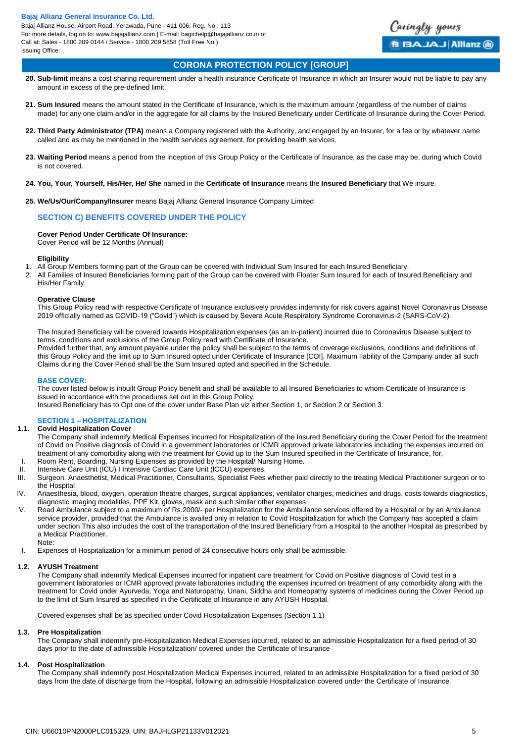**20. Sub-limit** means a cost sharing requirement under a health insurance Certificate of Insurance in which an Insurer would not be liable to pay any amount in excess of the pre-defined limit

**21. Sum Insured** means the amount stated in the Certificate of Insurance, which is the maximum amount (regardless of the number of claims made) for any one claim and/or in the aggregate for all claims by the Insured Beneficiary under Certificate of Insurance during the Cover Period.

**22. Third Party Administrator (TPA)** means a Company registered with the Authority, and engaged by an Insurer, for a fee or by whatever name called and as may be mentioned in the health services agreement, for providing health services.

**23. Waiting Period** means a period from the inception of this Group Policy or the Certificate of Insurance, as the case may be, during which Covid is not covered.

**24. You, Your, Yourself, His/Her, He/ She** named in the **Certificate of Insurance** means the **Insured Beneficiary** that We insure.

**25. We/Us/Our/Company/Insurer** means Bajaj Allianz General Insurance Company Limited

## SECTION C) BENEFITS COVERED UNDER THE POLICY

**Cover Period Under Certificate Of Insurance:**
Cover Period will be 12 Months (Annual)

**Eligibility**

1. All Group Members forming part of the Group can be covered with Individual Sum Insured for each Insured Beneficiary.
2. All Families of Insured Beneficiaries forming part of the Group can be covered with Floater Sum Insured for each of Insured Beneficiary and His/Her Family.

**Operative Clause**

This Group Policy read with respective Certificate of Insurance exclusively provides indemnity for risk covers against Novel Coronavirus Disease 2019 officially named as COVID-19 ("Covid") which is caused by Severe Acute Respiratory Syndrome Coronavirus-2 (SARS-CoV-2).

The Insured Beneficiary will be covered towards Hospitalization expenses (as an in-patient) incurred due to Coronavirus Disease subject to terms, conditions and exclusions of the Group Policy read with Certificate of Insurance.
Provided further that, any amount payable under the policy shall be subject to the terms of coverage exclusions, conditions and definitions of this Group Policy and the limit up to Sum Insured opted under Certificate of Insurance [COI]. Maximum liability of the Company under all such Claims during the Cover Period shall be the Sum Insured opted and specified in the Schedule.

**BASE COVER:**

The cover listed below is inbuilt Group Policy benefit and shall be available to all Insured Beneficiaries to whom Certificate of Insurance is issued in accordance with the procedures set out in this Group Policy.
Insured Beneficiary has to Opt one of the cover under Base Plan viz either Section 1, or Section 2 or Section 3.

### SECTION 1 – HOSPITALIZATION

**1.1. Covid Hospitalization Cover**

The Company shall indemnify Medical Expenses incurred for Hospitalization of the Insured Beneficiary during the Cover Period for the treatment of Covid on Positive diagnosis of Covid in a government laboratories or ICMR approved private laboratories including the expenses incurred on treatment of any comorbidity along with the treatment for Covid up to the Sum Insured specified in the Certificate of Insurance, for,

I. Room Rent, Boarding, Nursing Expenses as provided by the Hospital/ Nursing Home.
II. Intensive Care Unit (ICU) I Intensive Cardiac Care Unit (ICCU) expenses.
III. Surgeon, Anaesthetist, Medical Practitioner, Consultants, Specialist Fees whether paid directly to the treating Medical Practitioner surgeon or to the Hospital
IV. Anaesthesia, blood, oxygen, operation theatre charges, surgical appliances, ventilator charges, medicines and drugs, costs towards diagnostics, diagnostic imaging modalities, PPE Kit, gloves, mask and such similar other expenses
V. Road Ambulance subject to a maximum of Rs.2000/- per Hospitalization for the Ambulance services offered by a Hospital or by an Ambulance service provider, provided that the Ambulance is availed only in relation to Covid Hospitalization for which the Company has accepted a claim under section This also includes the cost of the transportation of the Insured Beneficiary from a Hospital to the another Hospital as prescribed by a Medical Practitioner.

Note:

I. Expenses of Hospitalization for a minimum period of 24 consecutive hours only shall be admissible.

**1.2. AYUSH Treatment**

The Company shall indemnify Medical Expenses incurred for inpatient care treatment for Covid on Positive diagnosis of Covid test in a government laboratories or ICMR approved private laboratories including the expenses incurred on treatment of any comorbidity along with the treatment for Covid under Ayurveda, Yoga and Naturopathy, Unani, Siddha and Homeopathy systems of medicines during the Cover Period up to the limit of Sum Insured as specified in the Certificate of Insurance in any AYUSH Hospital.

Covered expenses shall be as specified under Covid Hospitalization Expenses (Section 1.1)

**1.3. Pre Hospitalization**

The Company shall indemnify pre-Hospitalization Medical Expenses incurred, related to an admissible Hospitalization for a fixed period of 30 days prior to the date of admissible Hospitalization/ covered under the Certificate of Insurance

**1.4. Post Hospitalization**

The Company shall indemnify post Hospitalization Medical Expenses incurred, related to an admissible Hospitalization for a fixed period of 30 days from the date of discharge from the Hospital, following an admissible Hospitalization covered under the Certificate of Insurance.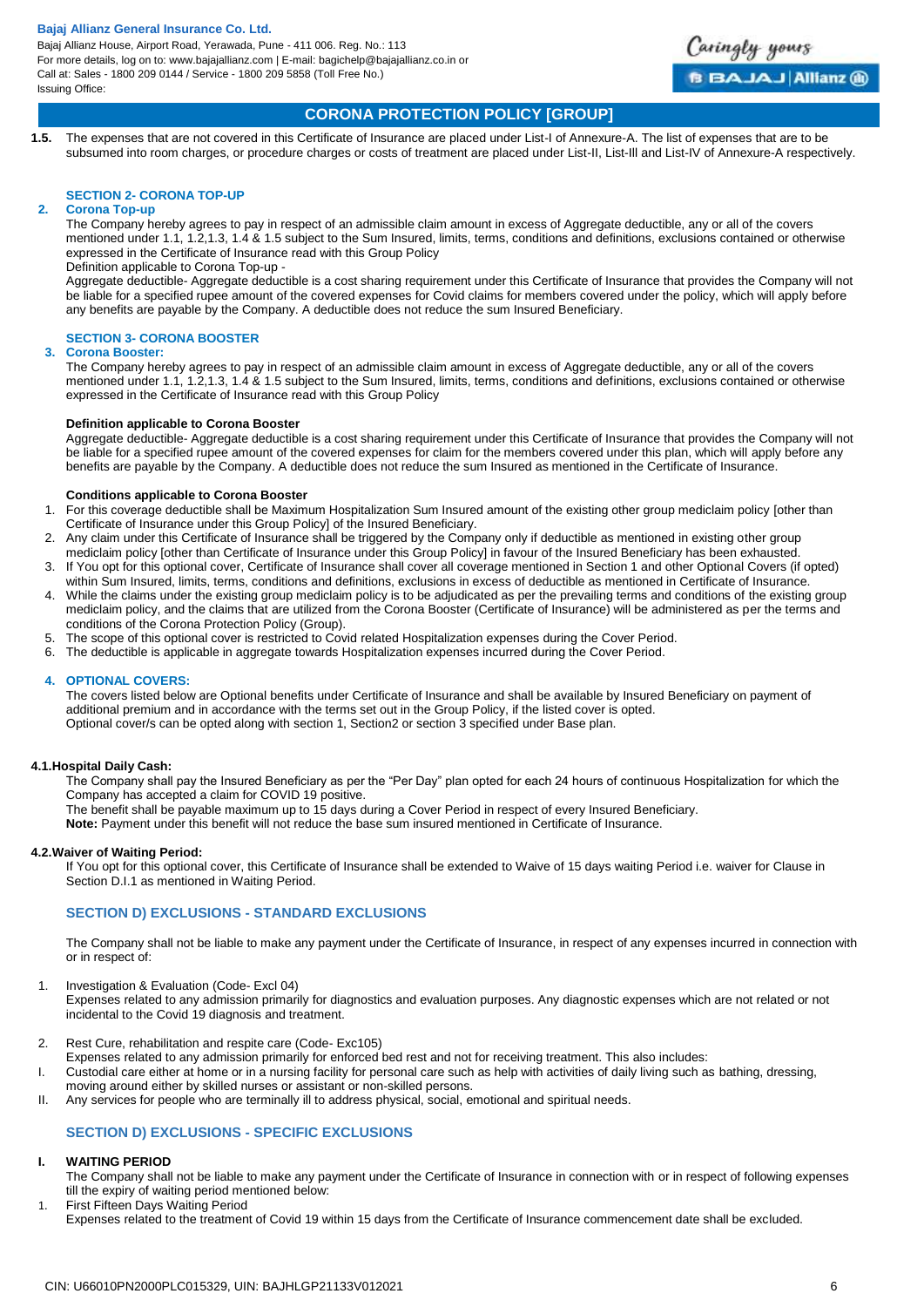**1.5.** The expenses that are not covered in this Certificate of Insurance are placed under List-I of Annexure-A. The list of expenses that are to be subsumed into room charges, or procedure charges or costs of treatment are placed under List-II, List-III and List-IV of Annexure-A respectively.

### SECTION 2- CORONA TOP-UP

**2. Corona Top-up**

The Company hereby agrees to pay in respect of an admissible claim amount in excess of Aggregate deductible, any or all of the covers mentioned under 1.1, 1.2,1.3, 1.4 & 1.5 subject to the Sum Insured, limits, terms, conditions and definitions, exclusions contained or otherwise expressed in the Certificate of Insurance read with this Group Policy

Definition applicable to Corona Top-up -

Aggregate deductible- Aggregate deductible is a cost sharing requirement under this Certificate of Insurance that provides the Company will not be liable for a specified rupee amount of the covered expenses for Covid claims for members covered under the policy, which will apply before any benefits are payable by the Company. A deductible does not reduce the sum Insured Beneficiary.

### SECTION 3- CORONA BOOSTER

**3. Corona Booster:**

The Company hereby agrees to pay in respect of an admissible claim amount in excess of Aggregate deductible, any or all of the covers mentioned under 1.1, 1.2,1.3, 1.4 & 1.5 subject to the Sum Insured, limits, terms, conditions and definitions, exclusions contained or otherwise expressed in the Certificate of Insurance read with this Group Policy

**Definition applicable to Corona Booster**

Aggregate deductible- Aggregate deductible is a cost sharing requirement under this Certificate of Insurance that provides the Company will not be liable for a specified rupee amount of the covered expenses for claim for the members covered under this plan, which will apply before any benefits are payable by the Company. A deductible does not reduce the sum Insured as mentioned in the Certificate of Insurance.

**Conditions applicable to Corona Booster**

1. For this coverage deductible shall be Maximum Hospitalization Sum Insured amount of the existing other group mediclaim policy [other than Certificate of Insurance under this Group Policy] of the Insured Beneficiary.
2. Any claim under this Certificate of Insurance shall be triggered by the Company only if deductible as mentioned in existing other group mediclaim policy [other than Certificate of Insurance under this Group Policy] in favour of the Insured Beneficiary has been exhausted.
3. If You opt for this optional cover, Certificate of Insurance shall cover all coverage mentioned in Section 1 and other Optional Covers (if opted) within Sum Insured, limits, terms, conditions and definitions, exclusions in excess of deductible as mentioned in Certificate of Insurance.
4. While the claims under the existing group mediclaim policy is to be adjudicated as per the prevailing terms and conditions of the existing group mediclaim policy, and the claims that are utilized from the Corona Booster (Certificate of Insurance) will be administered as per the terms and conditions of the Corona Protection Policy (Group).
5. The scope of this optional cover is restricted to Covid related Hospitalization expenses during the Cover Period.
6. The deductible is applicable in aggregate towards Hospitalization expenses incurred during the Cover Period.

### 4. OPTIONAL COVERS:

The covers listed below are Optional benefits under Certificate of Insurance and shall be available by Insured Beneficiary on payment of additional premium and in accordance with the terms set out in the Group Policy, if the listed cover is opted.

Optional cover/s can be opted along with section 1, Section2 or section 3 specified under Base plan.

**4.1.Hospital Daily Cash:**

The Company shall pay the Insured Beneficiary as per the "Per Day" plan opted for each 24 hours of continuous Hospitalization for which the Company has accepted a claim for COVID 19 positive.

The benefit shall be payable maximum up to 15 days during a Cover Period in respect of every Insured Beneficiary.

**Note:** Payment under this benefit will not reduce the base sum insured mentioned in Certificate of Insurance.

**4.2.Waiver of Waiting Period:**

If You opt for this optional cover, this Certificate of Insurance shall be extended to Waive of 15 days waiting Period i.e. waiver for Clause in Section D.I.1 as mentioned in Waiting Period.

### SECTION D) EXCLUSIONS - STANDARD EXCLUSIONS

The Company shall not be liable to make any payment under the Certificate of Insurance, in respect of any expenses incurred in connection with or in respect of:

1. Investigation & Evaluation (Code- Excl 04)
   Expenses related to any admission primarily for diagnostics and evaluation purposes. Any diagnostic expenses which are not related or not incidental to the Covid 19 diagnosis and treatment.
2. Rest Cure, rehabilitation and respite care (Code- Exc105)
   Expenses related to any admission primarily for enforced bed rest and not for receiving treatment. This also includes:

I. Custodial care either at home or in a nursing facility for personal care such as help with activities of daily living such as bathing, dressing, moving around either by skilled nurses or assistant or non-skilled persons.

II. Any services for people who are terminally ill to address physical, social, emotional and spiritual needs.

### SECTION D) EXCLUSIONS - SPECIFIC EXCLUSIONS

**I. WAITING PERIOD**

The Company shall not be liable to make any payment under the Certificate of Insurance in connection with or in respect of following expenses till the expiry of waiting period mentioned below:

1. First Fifteen Days Waiting Period
   Expenses related to the treatment of Covid 19 within 15 days from the Certificate of Insurance commencement date shall be excluded.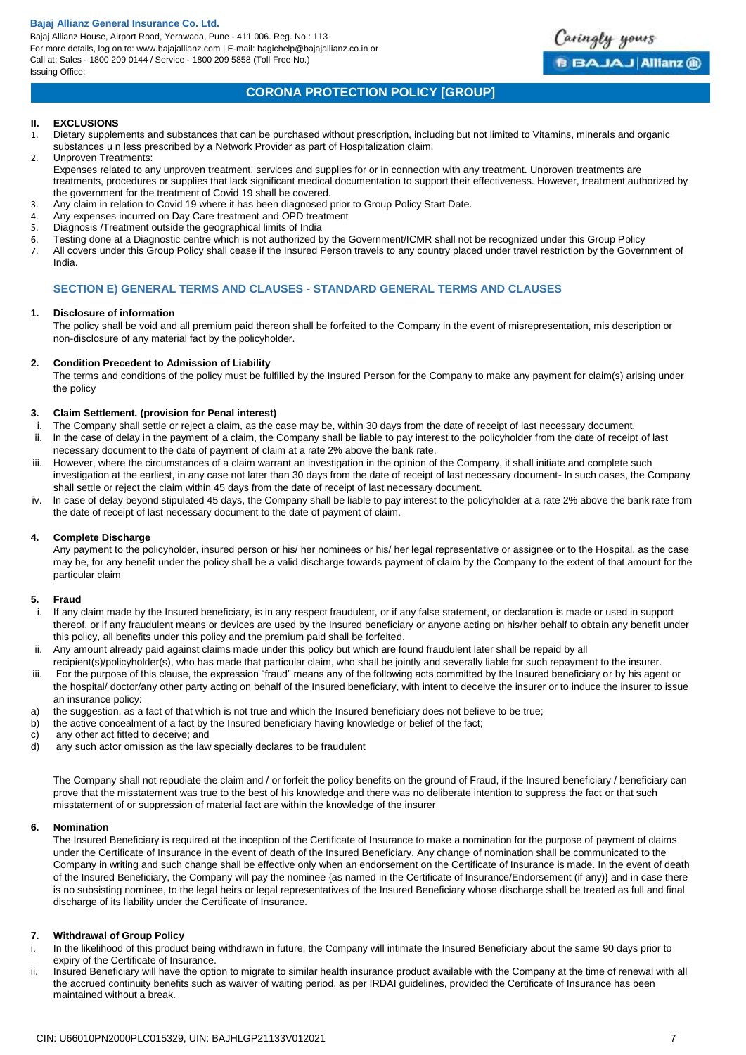## II. EXCLUSIONS

1. Dietary supplements and substances that can be purchased without prescription, including but not limited to Vitamins, minerals and organic substances u n less prescribed by a Network Provider as part of Hospitalization claim.
2. Unproven Treatments:
   Expenses related to any unproven treatment, services and supplies for or in connection with any treatment. Unproven treatments are treatments, procedures or supplies that lack significant medical documentation to support their effectiveness. However, treatment authorized by the government for the treatment of Covid 19 shall be covered.
3. Any claim in relation to Covid 19 where it has been diagnosed prior to Group Policy Start Date.
4. Any expenses incurred on Day Care treatment and OPD treatment
5. Diagnosis /Treatment outside the geographical limits of India
6. Testing done at a Diagnostic centre which is not authorized by the Government/ICMR shall not be recognized under this Group Policy
7. All covers under this Group Policy shall cease if the Insured Person travels to any country placed under travel restriction by the Government of India.

## SECTION E) GENERAL TERMS AND CLAUSES - STANDARD GENERAL TERMS AND CLAUSES

### 1. Disclosure of information

The policy shall be void and all premium paid thereon shall be forfeited to the Company in the event of misrepresentation, mis description or non-disclosure of any material fact by the policyholder.

### 2. Condition Precedent to Admission of Liability

The terms and conditions of the policy must be fulfilled by the Insured Person for the Company to make any payment for claim(s) arising under the policy

### 3. Claim Settlement. (provision for Penal interest)

i. The Company shall settle or reject a claim, as the case may be, within 30 days from the date of receipt of last necessary document.
ii. ln the case of delay in the payment of a claim, the Company shall be liable to pay interest to the policyholder from the date of receipt of last necessary document to the date of payment of claim at a rate 2% above the bank rate.
iii. However, where the circumstances of a claim warrant an investigation in the opinion of the Company, it shall initiate and complete such investigation at the earliest, in any case not later than 30 days from the date of receipt of last necessary document- ln such cases, the Company shall settle or reject the claim within 45 days from the date of receipt of last necessary document.
iv. ln case of delay beyond stipulated 45 days, the Company shall be liable to pay interest to the policyholder at a rate 2% above the bank rate from the date of receipt of last necessary document to the date of payment of claim.

### 4. Complete Discharge

Any payment to the policyholder, insured person or his/ her nominees or his/ her legal representative or assignee or to the Hospital, as the case may be, for any benefit under the policy shall be a valid discharge towards payment of claim by the Company to the extent of that amount for the particular claim

### 5. Fraud

i. If any claim made by the Insured beneficiary, is in any respect fraudulent, or if any false statement, or declaration is made or used in support thereof, or if any fraudulent means or devices are used by the Insured beneficiary or anyone acting on his/her behalf to obtain any benefit under this policy, all benefits under this policy and the premium paid shall be forfeited.
ii. Any amount already paid against claims made under this policy but which are found fraudulent later shall be repaid by all recipient(s)/policyholder(s), who has made that particular claim, who shall be jointly and severally liable for such repayment to the insurer.
iii. For the purpose of this clause, the expression "fraud" means any of the following acts committed by the Insured beneficiary or by his agent or the hospital/ doctor/any other party acting on behalf of the Insured beneficiary, with intent to deceive the insurer or to induce the insurer to issue an insurance policy:

a) the suggestion, as a fact of that which is not true and which the Insured beneficiary does not believe to be true;
b) the active concealment of a fact by the Insured beneficiary having knowledge or belief of the fact;
c) any other act fitted to deceive; and
d) any such actor omission as the law specially declares to be fraudulent

The Company shall not repudiate the claim and / or forfeit the policy benefits on the ground of Fraud, if the Insured beneficiary / beneficiary can prove that the misstatement was true to the best of his knowledge and there was no deliberate intention to suppress the fact or that such misstatement of or suppression of material fact are within the knowledge of the insurer

### 6. Nomination

The Insured Beneficiary is required at the inception of the Certificate of Insurance to make a nomination for the purpose of payment of claims under the Certificate of Insurance in the event of death of the Insured Beneficiary. Any change of nomination shall be communicated to the Company in writing and such change shall be effective only when an endorsement on the Certificate of Insurance is made. In the event of death of the Insured Beneficiary, the Company will pay the nominee {as named in the Certificate of Insurance/Endorsement (if any)} and in case there is no subsisting nominee, to the legal heirs or legal representatives of the Insured Beneficiary whose discharge shall be treated as full and final discharge of its liability under the Certificate of Insurance.

### 7. Withdrawal of Group Policy

i. In the likelihood of this product being withdrawn in future, the Company will intimate the Insured Beneficiary about the same 90 days prior to expiry of the Certificate of Insurance.
ii. Insured Beneficiary will have the option to migrate to similar health insurance product available with the Company at the time of renewal with all the accrued continuity benefits such as waiver of waiting period. as per IRDAI guidelines, provided the Certificate of Insurance has been maintained without a break.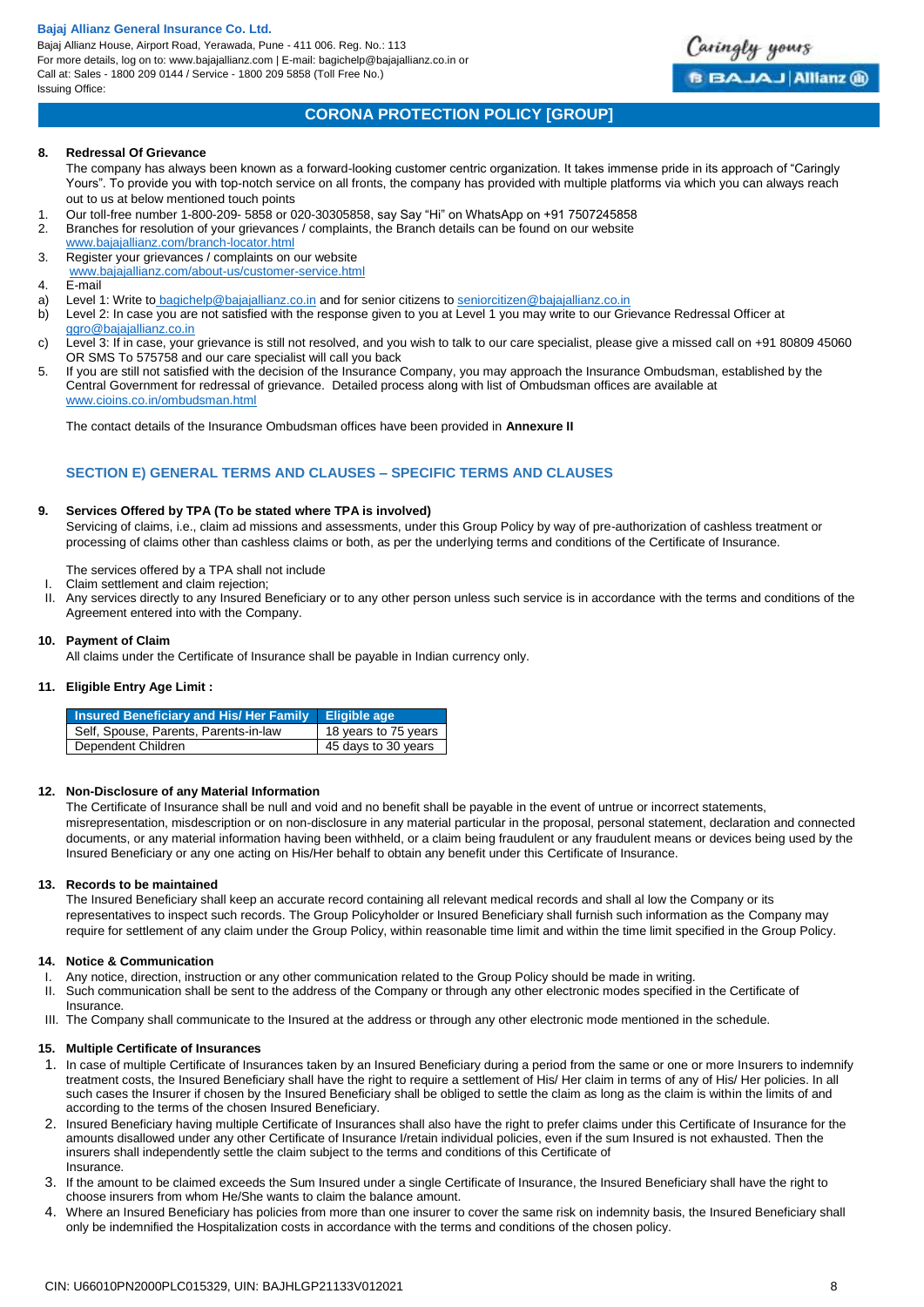**8. Redressal Of Grievance**

The company has always been known as a forward-looking customer centric organization. It takes immense pride in its approach of "Caringly Yours". To provide you with top-notch service on all fronts, the company has provided with multiple platforms via which you can always reach out to us at below mentioned touch points

1. Our toll-free number 1-800-209- 5858 or 020-30305858, say Say "Hi" on WhatsApp on +91 7507245858
2. Branches for resolution of your grievances / complaints, the Branch details can be found on our website www.bajajallianz.com/branch-locator.html
3. Register your grievances / complaints on our website www.bajajallianz.com/about-us/customer-service.html
4. E-mail
   a) Level 1: Write to bagichelp@bajajallianz.co.in and for senior citizens to seniorcitizen@bajajallianz.co.in
   b) Level 2: In case you are not satisfied with the response given to you at Level 1 you may write to our Grievance Redressal Officer at ggro@bajajallianz.co.in
   c) Level 3: If in case, your grievance is still not resolved, and you wish to talk to our care specialist, please give a missed call on +91 80809 45060 OR SMS To 575758 and our care specialist will call you back
5. If you are still not satisfied with the decision of the Insurance Company, you may approach the Insurance Ombudsman, established by the Central Government for redressal of grievance. Detailed process along with list of Ombudsman offices are available at www.cioins.co.in/ombudsman.html

The contact details of the Insurance Ombudsman offices have been provided in **Annexure II**

## SECTION E) GENERAL TERMS AND CLAUSES – SPECIFIC TERMS AND CLAUSES

**9. Services Offered by TPA (To be stated where TPA is involved)**

Servicing of claims, i.e., claim ad missions and assessments, under this Group Policy by way of pre-authorization of cashless treatment or processing of claims other than cashless claims or both, as per the underlying terms and conditions of the Certificate of Insurance.

The services offered by a TPA shall not include

I. Claim settlement and claim rejection;
II. Any services directly to any Insured Beneficiary or to any other person unless such service is in accordance with the terms and conditions of the Agreement entered into with the Company.

**10. Payment of Claim**

All claims under the Certificate of Insurance shall be payable in Indian currency only.

**11. Eligible Entry Age Limit :**

| Insured Beneficiary and His/ Her Family | Eligible age |
|---|---|
| Self, Spouse, Parents, Parents-in-law | 18 years to 75 years |
| Dependent Children | 45 days to 30 years |

**12. Non-Disclosure of any Material Information**

The Certificate of Insurance shall be null and void and no benefit shall be payable in the event of untrue or incorrect statements, misrepresentation, misdescription or on non-disclosure in any material particular in the proposal, personal statement, declaration and connected documents, or any material information having been withheld, or a claim being fraudulent or any fraudulent means or devices being used by the Insured Beneficiary or any one acting on His/Her behalf to obtain any benefit under this Certificate of Insurance.

**13. Records to be maintained**

The Insured Beneficiary shall keep an accurate record containing all relevant medical records and shall al low the Company or its representatives to inspect such records. The Group Policyholder or Insured Beneficiary shall furnish such information as the Company may require for settlement of any claim under the Group Policy, within reasonable time limit and within the time limit specified in the Group Policy.

**14. Notice & Communication**

I. Any notice, direction, instruction or any other communication related to the Group Policy should be made in writing.
II. Such communication shall be sent to the address of the Company or through any other electronic modes specified in the Certificate of Insurance.
III. The Company shall communicate to the Insured at the address or through any other electronic mode mentioned in the schedule.

**15. Multiple Certificate of Insurances**

1. In case of multiple Certificate of Insurances taken by an Insured Beneficiary during a period from the same or one or more Insurers to indemnify treatment costs, the Insured Beneficiary shall have the right to require a settlement of His/ Her claim in terms of any of His/ Her policies. In all such cases the Insurer if chosen by the Insured Beneficiary shall be obliged to settle the claim as long as the claim is within the limits of and according to the terms of the chosen Insured Beneficiary.
2. Insured Beneficiary having multiple Certificate of Insurances shall also have the right to prefer claims under this Certificate of Insurance for the amounts disallowed under any other Certificate of Insurance I/retain individual policies, even if the sum Insured is not exhausted. Then the insurers shall independently settle the claim subject to the terms and conditions of this Certificate of Insurance.
3. If the amount to be claimed exceeds the Sum Insured under a single Certificate of Insurance, the Insured Beneficiary shall have the right to choose insurers from whom He/She wants to claim the balance amount.
4. Where an Insured Beneficiary has policies from more than one insurer to cover the same risk on indemnity basis, the Insured Beneficiary shall only be indemnified the Hospitalization costs in accordance with the terms and conditions of the chosen policy.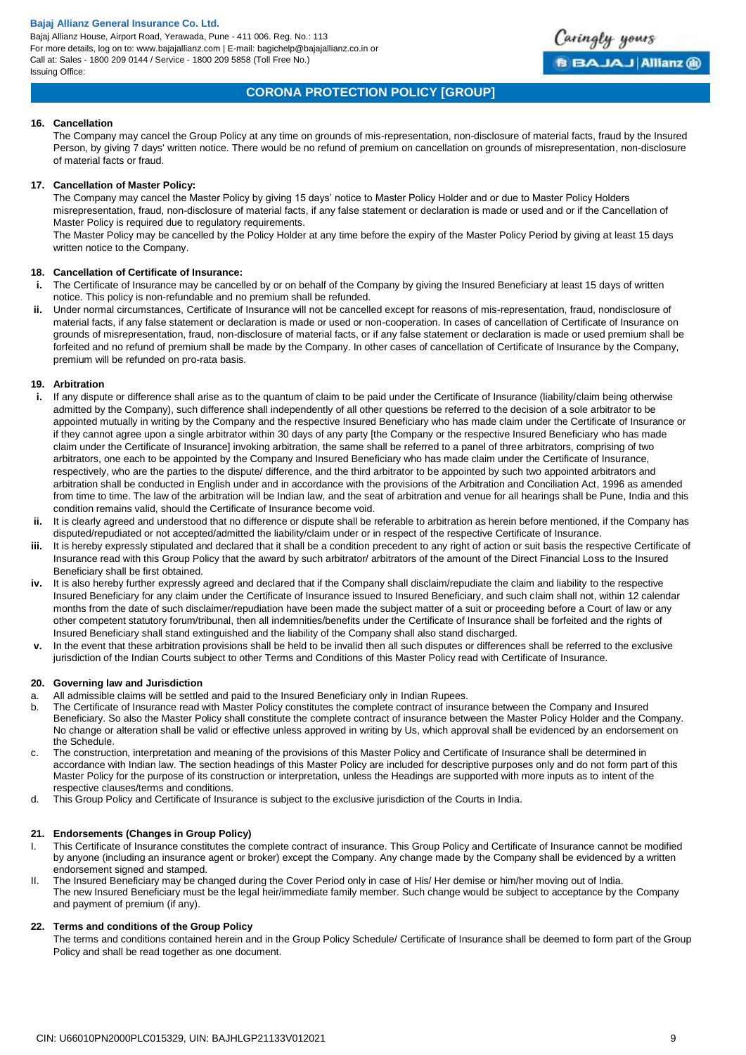#### 16. Cancellation

The Company may cancel the Group Policy at any time on grounds of mis-representation, non-disclosure of material facts, fraud by the Insured Person, by giving 7 days' written notice. There would be no refund of premium on cancellation on grounds of misrepresentation, non-disclosure of material facts or fraud.

#### 17. Cancellation of Master Policy:

The Company may cancel the Master Policy by giving 15 days' notice to Master Policy Holder and or due to Master Policy Holders misrepresentation, fraud, non-disclosure of material facts, if any false statement or declaration is made or used and or if the Cancellation of Master Policy is required due to regulatory requirements.

The Master Policy may be cancelled by the Policy Holder at any time before the expiry of the Master Policy Period by giving at least 15 days written notice to the Company.

#### 18. Cancellation of Certificate of Insurance:

- **i.** The Certificate of Insurance may be cancelled by or on behalf of the Company by giving the Insured Beneficiary at least 15 days of written notice. This policy is non-refundable and no premium shall be refunded.
- **ii.** Under normal circumstances, Certificate of Insurance will not be cancelled except for reasons of mis-representation, fraud, nondisclosure of material facts, if any false statement or declaration is made or used or non-cooperation. In cases of cancellation of Certificate of Insurance on grounds of misrepresentation, fraud, non-disclosure of material facts, or if any false statement or declaration is made or used premium shall be forfeited and no refund of premium shall be made by the Company. In other cases of cancellation of Certificate of Insurance by the Company, premium will be refunded on pro-rata basis.

#### 19. Arbitration

- **i.** If any dispute or difference shall arise as to the quantum of claim to be paid under the Certificate of Insurance (liability/claim being otherwise admitted by the Company), such difference shall independently of all other questions be referred to the decision of a sole arbitrator to be appointed mutually in writing by the Company and the respective Insured Beneficiary who has made claim under the Certificate of Insurance or if they cannot agree upon a single arbitrator within 30 days of any party [the Company or the respective Insured Beneficiary who has made claim under the Certificate of Insurance] invoking arbitration, the same shall be referred to a panel of three arbitrators, comprising of two arbitrators, one each to be appointed by the Company and Insured Beneficiary who has made claim under the Certificate of Insurance, respectively, who are the parties to the dispute/ difference, and the third arbitrator to be appointed by such two appointed arbitrators and arbitration shall be conducted in English under and in accordance with the provisions of the Arbitration and Conciliation Act, 1996 as amended from time to time. The law of the arbitration will be Indian law, and the seat of arbitration and venue for all hearings shall be Pune, India and this condition remains valid, should the Certificate of Insurance become void.
- **ii.** It is clearly agreed and understood that no difference or dispute shall be referable to arbitration as herein before mentioned, if the Company has disputed/repudiated or not accepted/admitted the liability/claim under or in respect of the respective Certificate of Insurance.
- **iii.** It is hereby expressly stipulated and declared that it shall be a condition precedent to any right of action or suit basis the respective Certificate of Insurance read with this Group Policy that the award by such arbitrator/ arbitrators of the amount of the Direct Financial Loss to the Insured Beneficiary shall be first obtained.
- **iv.** It is also hereby further expressly agreed and declared that if the Company shall disclaim/repudiate the claim and liability to the respective Insured Beneficiary for any claim under the Certificate of Insurance issued to Insured Beneficiary, and such claim shall not, within 12 calendar months from the date of such disclaimer/repudiation have been made the subject matter of a suit or proceeding before a Court of law or any other competent statutory forum/tribunal, then all indemnities/benefits under the Certificate of Insurance shall be forfeited and the rights of Insured Beneficiary shall stand extinguished and the liability of the Company shall also stand discharged.
- **v.** In the event that these arbitration provisions shall be held to be invalid then all such disputes or differences shall be referred to the exclusive jurisdiction of the Indian Courts subject to other Terms and Conditions of this Master Policy read with Certificate of Insurance.

#### 20. Governing law and Jurisdiction

a. All admissible claims will be settled and paid to the Insured Beneficiary only in Indian Rupees.
b. The Certificate of Insurance read with Master Policy constitutes the complete contract of insurance between the Company and Insured Beneficiary. So also the Master Policy shall constitute the complete contract of insurance between the Master Policy Holder and the Company. No change or alteration shall be valid or effective unless approved in writing by Us, which approval shall be evidenced by an endorsement on the Schedule.
c. The construction, interpretation and meaning of the provisions of this Master Policy and Certificate of Insurance shall be determined in accordance with Indian law. The section headings of this Master Policy are included for descriptive purposes only and do not form part of this Master Policy for the purpose of its construction or interpretation, unless the Headings are supported with more inputs as to intent of the respective clauses/terms and conditions.
d. This Group Policy and Certificate of Insurance is subject to the exclusive jurisdiction of the Courts in India.

#### 21. Endorsements (Changes in Group Policy)

I. This Certificate of Insurance constitutes the complete contract of insurance. This Group Policy and Certificate of Insurance cannot be modified by anyone (including an insurance agent or broker) except the Company. Any change made by the Company shall be evidenced by a written endorsement signed and stamped.
II. The Insured Beneficiary may be changed during the Cover Period only in case of His/ Her demise or him/her moving out of India. The new Insured Beneficiary must be the legal heir/immediate family member. Such change would be subject to acceptance by the Company and payment of premium (if any).

#### 22. Terms and conditions of the Group Policy

The terms and conditions contained herein and in the Group Policy Schedule/ Certificate of Insurance shall be deemed to form part of the Group Policy and shall be read together as one document.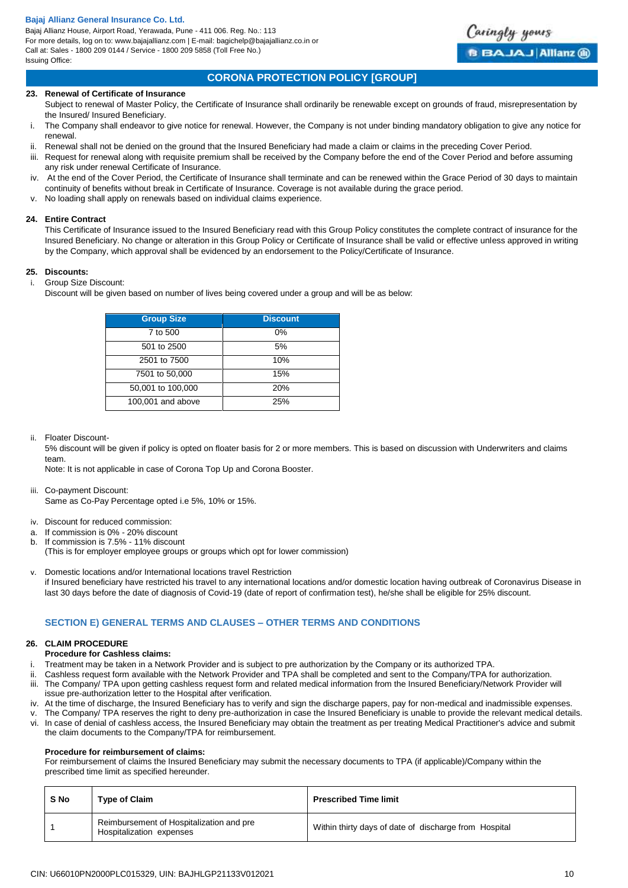**23. Renewal of Certificate of Insurance**

Subject to renewal of Master Policy, the Certificate of Insurance shall ordinarily be renewable except on grounds of fraud, misrepresentation by the Insured/ Insured Beneficiary.

i. The Company shall endeavor to give notice for renewal. However, the Company is not under binding mandatory obligation to give any notice for renewal.
ii. Renewal shall not be denied on the ground that the Insured Beneficiary had made a claim or claims in the preceding Cover Period.
iii. Request for renewal along with requisite premium shall be received by the Company before the end of the Cover Period and before assuming any risk under renewal Certificate of Insurance.
iv. At the end of the Cover Period, the Certificate of Insurance shall terminate and can be renewed within the Grace Period of 30 days to maintain continuity of benefits without break in Certificate of Insurance. Coverage is not available during the grace period.
v. No loading shall apply on renewals based on individual claims experience.

**24. Entire Contract**

This Certificate of Insurance issued to the Insured Beneficiary read with this Group Policy constitutes the complete contract of insurance for the Insured Beneficiary. No change or alteration in this Group Policy or Certificate of Insurance shall be valid or effective unless approved in writing by the Company, which approval shall be evidenced by an endorsement to the Policy/Certificate of Insurance.

**25. Discounts:**

i. Group Size Discount:

Discount will be given based on number of lives being covered under a group and will be as below:

| Group Size | Discount |
|---|---|
| 7 to 500 | 0% |
| 501 to 2500 | 5% |
| 2501 to 7500 | 10% |
| 7501 to 50,000 | 15% |
| 50,001 to 100,000 | 20% |
| 100,001 and above | 25% |

ii. Floater Discount-

5% discount will be given if policy is opted on floater basis for 2 or more members. This is based on discussion with Underwriters and claims team.

Note: It is not applicable in case of Corona Top Up and Corona Booster.

iii. Co-payment Discount:

Same as Co-Pay Percentage opted i.e 5%, 10% or 15%.

iv. Discount for reduced commission:

a. If commission is 0% - 20% discount
b. If commission is 7.5% - 11% discount

(This is for employer employee groups or groups which opt for lower commission)

v. Domestic locations and/or International locations travel Restriction

if Insured beneficiary have restricted his travel to any international locations and/or domestic location having outbreak of Coronavirus Disease in last 30 days before the date of diagnosis of Covid-19 (date of report of confirmation test), he/she shall be eligible for 25% discount.

## SECTION E) GENERAL TERMS AND CLAUSES – OTHER TERMS AND CONDITIONS

**26. CLAIM PROCEDURE**

**Procedure for Cashless claims:**

i. Treatment may be taken in a Network Provider and is subject to pre authorization by the Company or its authorized TPA.
ii. Cashless request form available with the Network Provider and TPA shall be completed and sent to the Company/TPA for authorization.
iii. The Company/ TPA upon getting cashless request form and related medical information from the Insured Beneficiary/Network Provider will issue pre-authorization letter to the Hospital after verification.
iv. At the time of discharge, the Insured Beneficiary has to verify and sign the discharge papers, pay for non-medical and inadmissible expenses.
v. The Company/ TPA reserves the right to deny pre-authorization in case the Insured Beneficiary is unable to provide the relevant medical details.
vi. In case of denial of cashless access, the Insured Beneficiary may obtain the treatment as per treating Medical Practitioner's advice and submit the claim documents to the Company/TPA for reimbursement.

**Procedure for reimbursement of claims:**

For reimbursement of claims the Insured Beneficiary may submit the necessary documents to TPA (if applicable)/Company within the prescribed time limit as specified hereunder.

| S No | Type of Claim | Prescribed Time limit |
|---|---|---|
| 1 | Reimbursement of Hospitalization and pre Hospitalization expenses | Within thirty days of date of discharge from Hospital |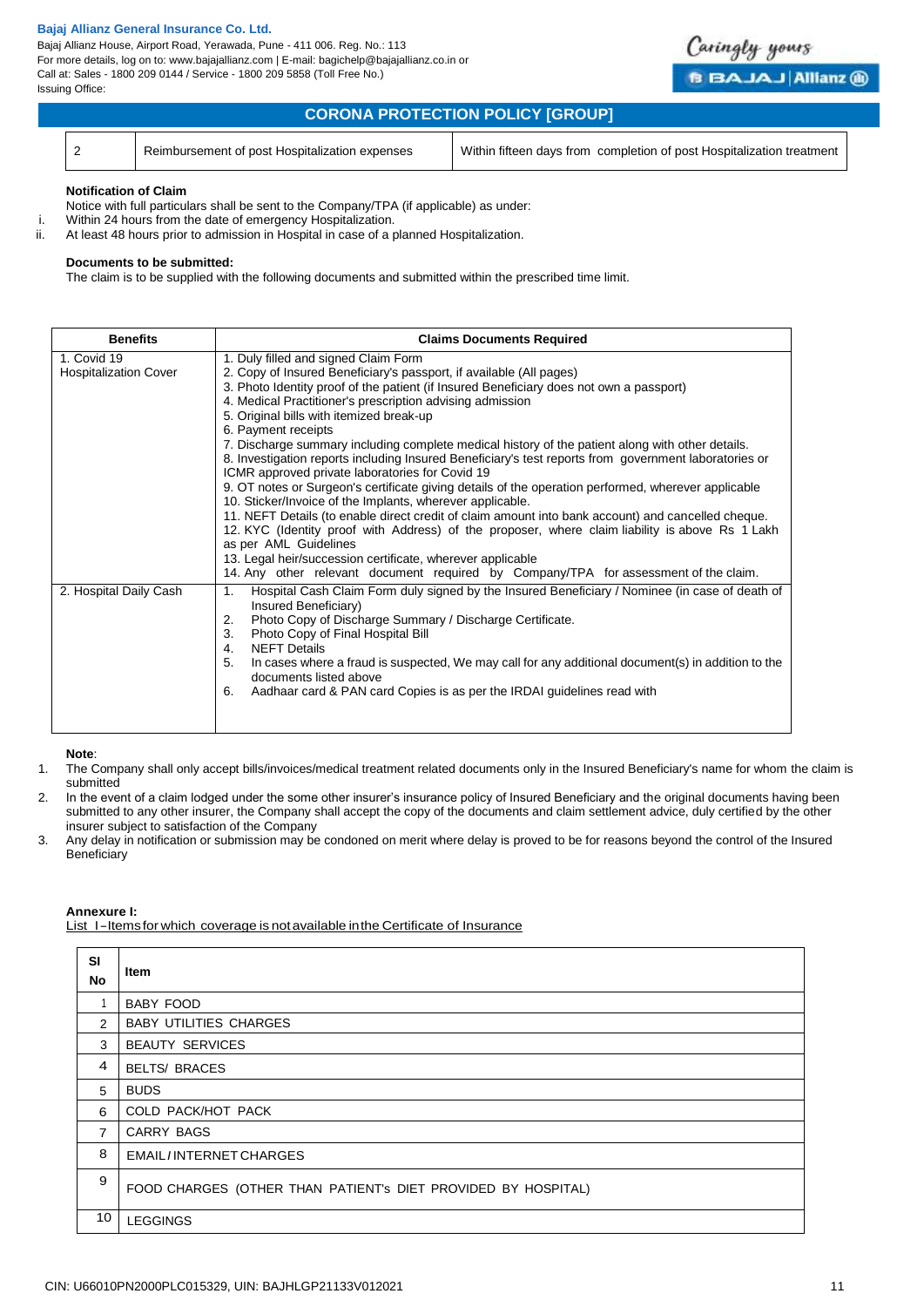## CORONA PROTECTION POLICY [GROUP]

| 2 | Reimbursement of post Hospitalization expenses | Within fifteen days from completion of post Hospitalization treatment |
|---|---|---|

**Notification of Claim**

Notice with full particulars shall be sent to the Company/TPA (if applicable) as under:

i. Within 24 hours from the date of emergency Hospitalization.

ii. At least 48 hours prior to admission in Hospital in case of a planned Hospitalization.

**Documents to be submitted:**

The claim is to be supplied with the following documents and submitted within the prescribed time limit.

| Benefits | Claims Documents Required |
|---|---|
| 1. Covid 19 Hospitalization Cover | 1. Duly filled and signed Claim Form<br>2. Copy of Insured Beneficiary's passport, if available (All pages)<br>3. Photo Identity proof of the patient (if Insured Beneficiary does not own a passport)<br>4. Medical Practitioner's prescription advising admission<br>5. Original bills with itemized break-up<br>6. Payment receipts<br>7. Discharge summary including complete medical history of the patient along with other details.<br>8. Investigation reports including Insured Beneficiary's test reports from government laboratories or ICMR approved private laboratories for Covid 19<br>9. OT notes or Surgeon's certificate giving details of the operation performed, wherever applicable<br>10. Sticker/Invoice of the Implants, wherever applicable.<br>11. NEFT Details (to enable direct credit of claim amount into bank account) and cancelled cheque.<br>12. KYC (Identity proof with Address) of the proposer, where claim liability is above Rs 1 Lakh as per AML Guidelines<br>13. Legal heir/succession certificate, wherever applicable<br>14. Any other relevant document required by Company/TPA for assessment of the claim. |
| 2. Hospital Daily Cash | 1. Hospital Cash Claim Form duly signed by the Insured Beneficiary / Nominee (in case of death of Insured Beneficiary)<br>2. Photo Copy of Discharge Summary / Discharge Certificate.<br>3. Photo Copy of Final Hospital Bill<br>4. NEFT Details<br>5. In cases where a fraud is suspected, We may call for any additional document(s) in addition to the documents listed above<br>6. Aadhaar card & PAN card Copies is as per the IRDAI guidelines read with |

**Note**:

1. The Company shall only accept bills/invoices/medical treatment related documents only in the Insured Beneficiary's name for whom the claim is submitted
2. In the event of a claim lodged under the some other insurer's insurance policy of Insured Beneficiary and the original documents having been submitted to any other insurer, the Company shall accept the copy of the documents and claim settlement advice, duly certified by the other insurer subject to satisfaction of the Company
3. Any delay in notification or submission may be condoned on merit where delay is proved to be for reasons beyond the control of the Insured Beneficiary

**Annexure I:**

List I–Items for which coverage is not available in the Certificate of Insurance

| SI No | Item |
|---|---|
| 1 | BABY FOOD |
| 2 | BABY UTILITIES CHARGES |
| 3 | BEAUTY SERVICES |
| 4 | BELTS/ BRACES |
| 5 | BUDS |
| 6 | COLD PACK/HOT PACK |
| 7 | CARRY BAGS |
| 8 | EMAIL / INTERNET CHARGES |
| 9 | FOOD CHARGES (OTHER THAN PATIENT's DIET PROVIDED BY HOSPITAL) |
| 10 | LEGGINGS |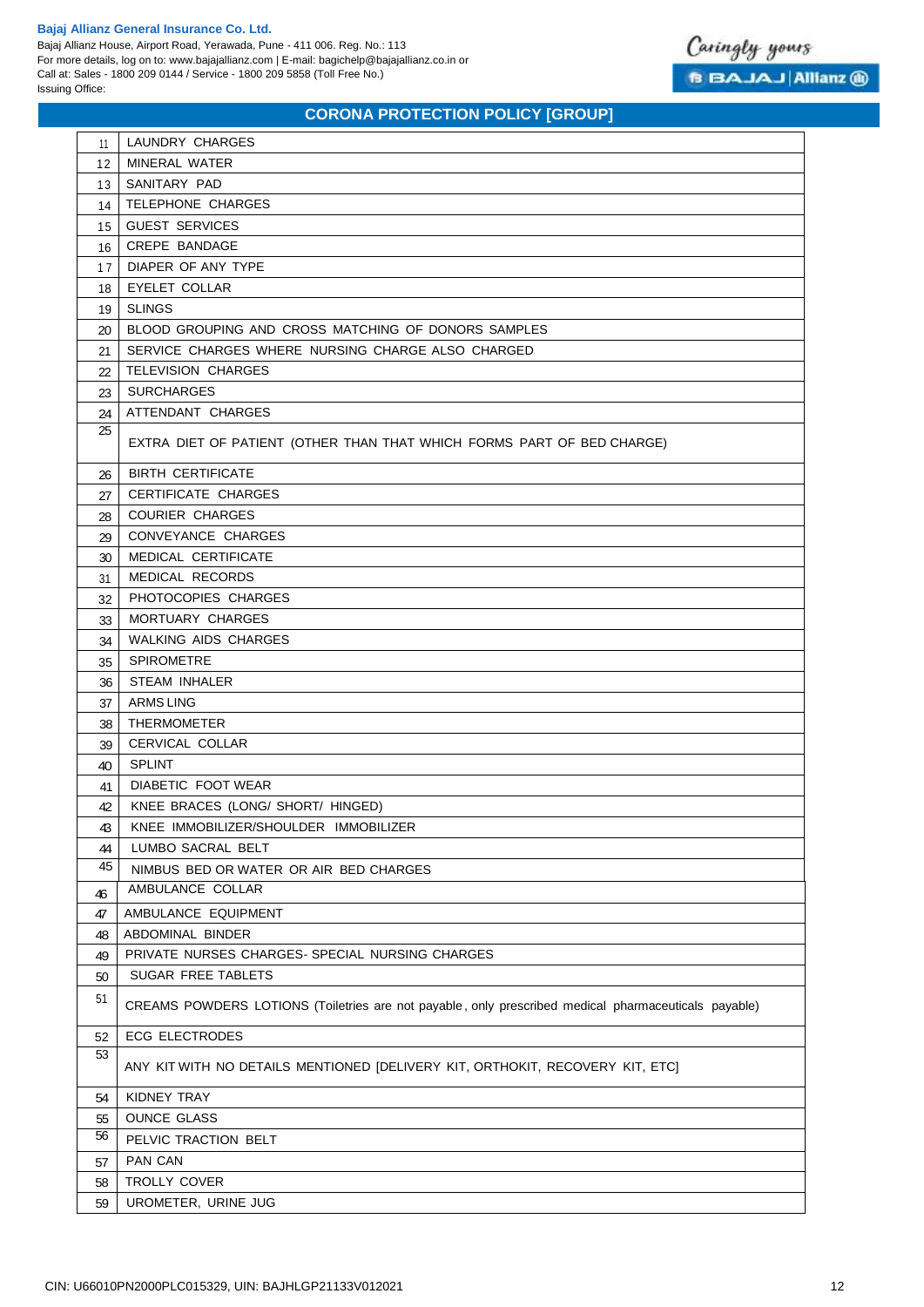| | |
|---|---|
| 11 | LAUNDRY CHARGES |
| 12 | MINERAL WATER |
| 13 | SANITARY PAD |
| 14 | TELEPHONE CHARGES |
| 15 | GUEST SERVICES |
| 16 | CREPE BANDAGE |
| 17 | DIAPER OF ANY TYPE |
| 18 | EYELET COLLAR |
| 19 | SLINGS |
| 20 | BLOOD GROUPING AND CROSS MATCHING OF DONORS SAMPLES |
| 21 | SERVICE CHARGES WHERE NURSING CHARGE ALSO CHARGED |
| 22 | TELEVISION CHARGES |
| 23 | SURCHARGES |
| 24 | ATTENDANT CHARGES |
| 25 | EXTRA DIET OF PATIENT (OTHER THAN THAT WHICH FORMS PART OF BED CHARGE) |
| 26 | BIRTH CERTIFICATE |
| 27 | CERTIFICATE CHARGES |
| 28 | COURIER CHARGES |
| 29 | CONVEYANCE CHARGES |
| 30 | MEDICAL CERTIFICATE |
| 31 | MEDICAL RECORDS |
| 32 | PHOTOCOPIES CHARGES |
| 33 | MORTUARY CHARGES |
| 34 | WALKING AIDS CHARGES |
| 35 | SPIROMETRE |
| 36 | STEAM INHALER |
| 37 | ARMS LING |
| 38 | THERMOMETER |
| 39 | CERVICAL COLLAR |
| 40 | SPLINT |
| 41 | DIABETIC FOOT WEAR |
| 42 | KNEE BRACES (LONG/ SHORT/ HINGED) |
| 43 | KNEE IMMOBILIZER/SHOULDER IMMOBILIZER |
| 44 | LUMBO SACRAL BELT |
| 45 | NIMBUS BED OR WATER OR AIR BED CHARGES |
| 46 | AMBULANCE COLLAR |
| 47 | AMBULANCE EQUIPMENT |
| 48 | ABDOMINAL BINDER |
| 49 | PRIVATE NURSES CHARGES- SPECIAL NURSING CHARGES |
| 50 | SUGAR FREE TABLETS |
| 51 | CREAMS POWDERS LOTIONS (Toiletries are not payable, only prescribed medical pharmaceuticals payable) |
| 52 | ECG ELECTRODES |
| 53 | ANY KIT WITH NO DETAILS MENTIONED [DELIVERY KIT, ORTHOKIT, RECOVERY KIT, ETC] |
| 54 | KIDNEY TRAY |
| 55 | OUNCE GLASS |
| 56 | PELVIC TRACTION BELT |
| 57 | PAN CAN |
| 58 | TROLLY COVER |
| 59 | UROMETER, URINE JUG |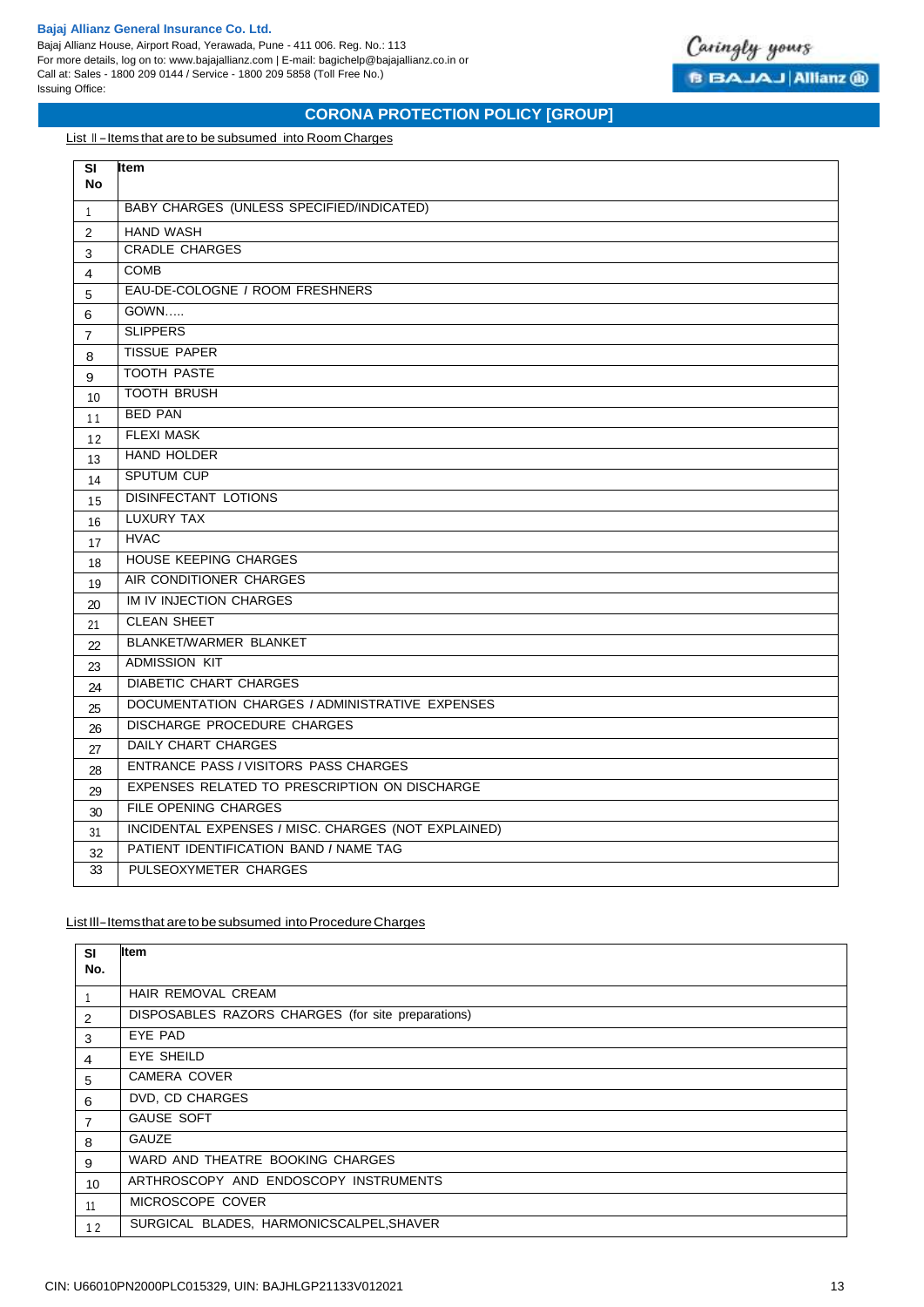## CORONA PROTECTION POLICY [GROUP]

List II – Items that are to be subsumed into Room Charges

| SI No | Item |
|---|---|
| 1 | BABY CHARGES (UNLESS SPECIFIED/INDICATED) |
| 2 | HAND WASH |
| 3 | CRADLE CHARGES |
| 4 | COMB |
| 5 | EAU-DE-COLOGNE / ROOM FRESHNERS |
| 6 | GOWN..... |
| 7 | SLIPPERS |
| 8 | TISSUE PAPER |
| 9 | TOOTH PASTE |
| 10 | TOOTH BRUSH |
| 11 | BED PAN |
| 12 | FLEXI MASK |
| 13 | HAND HOLDER |
| 14 | SPUTUM CUP |
| 15 | DISINFECTANT LOTIONS |
| 16 | LUXURY TAX |
| 17 | HVAC |
| 18 | HOUSE KEEPING CHARGES |
| 19 | AIR CONDITIONER CHARGES |
| 20 | IM IV INJECTION CHARGES |
| 21 | CLEAN SHEET |
| 22 | BLANKET/WARMER BLANKET |
| 23 | ADMISSION KIT |
| 24 | DIABETIC CHART CHARGES |
| 25 | DOCUMENTATION CHARGES / ADMINISTRATIVE EXPENSES |
| 26 | DISCHARGE PROCEDURE CHARGES |
| 27 | DAILY CHART CHARGES |
| 28 | ENTRANCE PASS / VISITORS PASS CHARGES |
| 29 | EXPENSES RELATED TO PRESCRIPTION ON DISCHARGE |
| 30 | FILE OPENING CHARGES |
| 31 | INCIDENTAL EXPENSES / MISC. CHARGES (NOT EXPLAINED) |
| 32 | PATIENT IDENTIFICATION BAND / NAME TAG |
| 33 | PULSEOXYMETER CHARGES |

List III – Items that are to be subsumed into Procedure Charges

| SI No. | Item |
|---|---|
| 1 | HAIR REMOVAL CREAM |
| 2 | DISPOSABLES RAZORS CHARGES (for site preparations) |
| 3 | EYE PAD |
| 4 | EYE SHEILD |
| 5 | CAMERA COVER |
| 6 | DVD, CD CHARGES |
| 7 | GAUSE SOFT |
| 8 | GAUZE |
| 9 | WARD AND THEATRE BOOKING CHARGES |
| 10 | ARTHROSCOPY AND ENDOSCOPY INSTRUMENTS |
| 11 | MICROSCOPE COVER |
| 12 | SURGICAL BLADES, HARMONICSCALPEL,SHAVER |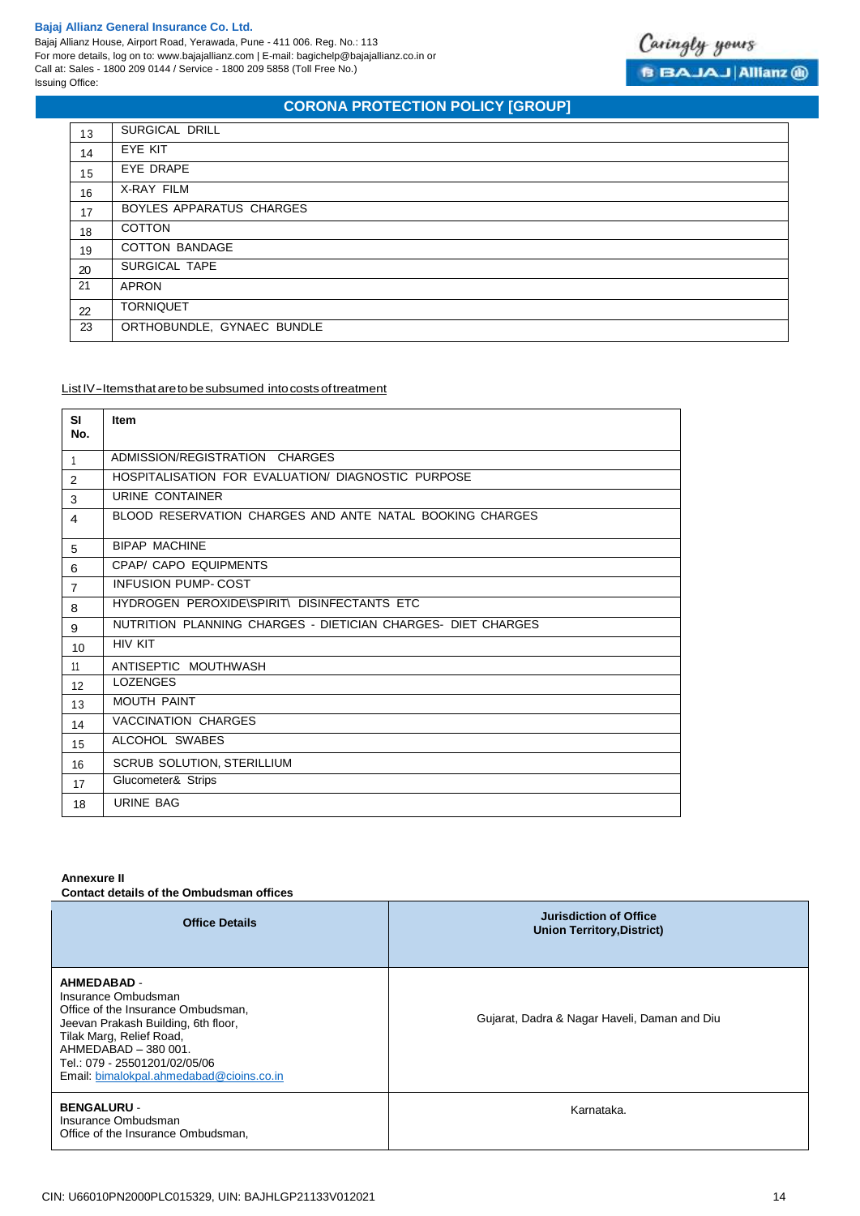| 13 | SURGICAL DRILL |
|---|---|
| 14 | EYE KIT |
| 15 | EYE DRAPE |
| 16 | X-RAY FILM |
| 17 | BOYLES APPARATUS CHARGES |
| 18 | COTTON |
| 19 | COTTON BANDAGE |
| 20 | SURGICAL TAPE |
| 21 | APRON |
| 22 | TORNIQUET |
| 23 | ORTHOBUNDLE, GYNAEC BUNDLE |

List IV–Items that are to be subsumed into costs of treatment

| SI No. | Item |
|---|---|
| 1 | ADMISSION/REGISTRATION CHARGES |
| 2 | HOSPITALISATION FOR EVALUATION/ DIAGNOSTIC PURPOSE |
| 3 | URINE CONTAINER |
| 4 | BLOOD RESERVATION CHARGES AND ANTE NATAL BOOKING CHARGES |
| 5 | BIPAP MACHINE |
| 6 | CPAP/ CAPO EQUIPMENTS |
| 7 | INFUSION PUMP- COST |
| 8 | HYDROGEN PEROXIDE\SPIRIT\ DISINFECTANTS ETC |
| 9 | NUTRITION PLANNING CHARGES - DIETICIAN CHARGES- DIET CHARGES |
| 10 | HIV KIT |
| 11 | ANTISEPTIC MOUTHWASH |
| 12 | LOZENGES |
| 13 | MOUTH PAINT |
| 14 | VACCINATION CHARGES |
| 15 | ALCOHOL SWABES |
| 16 | SCRUB SOLUTION, STERILLIUM |
| 17 | Glucometer& Strips |
| 18 | URINE BAG |

**Annexure II**
**Contact details of the Ombudsman offices**

| Office Details | Jurisdiction of Office Union Territory,District) |
|---|---|
| **AHMEDABAD** - Insurance Ombudsman Office of the Insurance Ombudsman, Jeevan Prakash Building, 6th floor, Tilak Marg, Relief Road, AHMEDABAD – 380 001. Tel.: 079 - 25501201/02/05/06 Email: bimalokpal.ahmedabad@cioins.co.in | Gujarat, Dadra & Nagar Haveli, Daman and Diu |
| **BENGALURU** - Insurance Ombudsman Office of the Insurance Ombudsman, | Karnataka. |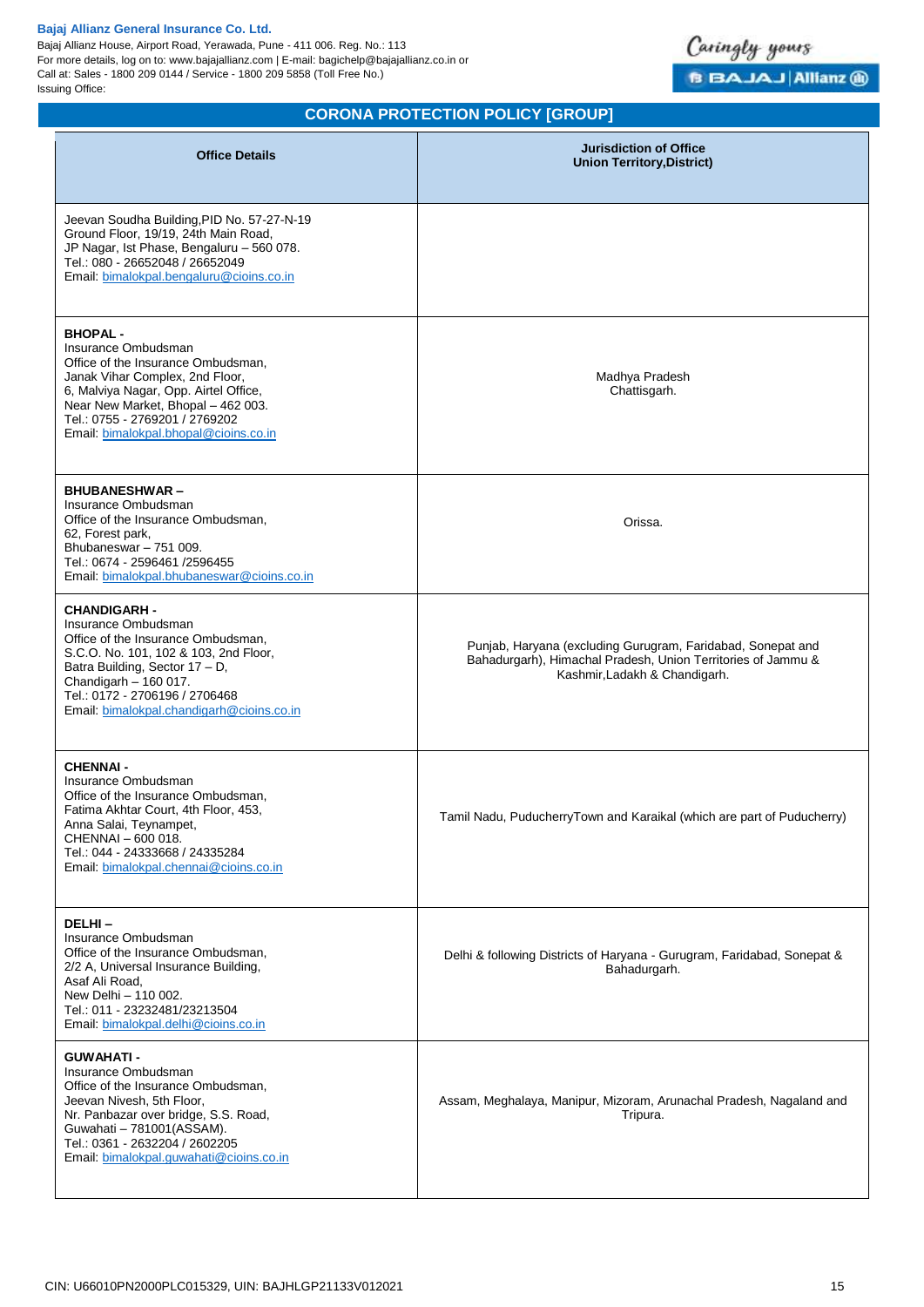## CORONA PROTECTION POLICY [GROUP]

| Office Details | Jurisdiction of Office Union Territory,District) |
|---|---|
| Jeevan Soudha Building,PID No. 57-27-N-19 Ground Floor, 19/19, 24th Main Road, JP Nagar, Ist Phase, Bengaluru – 560 078. Tel.: 080 - 26652048 / 26652049 Email: bimalokpal.bengaluru@cioins.co.in | |
| **BHOPAL -** Insurance Ombudsman Office of the Insurance Ombudsman, Janak Vihar Complex, 2nd Floor, 6, Malviya Nagar, Opp. Airtel Office, Near New Market, Bhopal – 462 003. Tel.: 0755 - 2769201 / 2769202 Email: bimalokpal.bhopal@cioins.co.in | Madhya Pradesh Chattisgarh. |
| **BHUBANESHWAR –** Insurance Ombudsman Office of the Insurance Ombudsman, 62, Forest park, Bhubaneswar – 751 009. Tel.: 0674 - 2596461 /2596455 Email: bimalokpal.bhubaneswar@cioins.co.in | Orissa. |
| **CHANDIGARH -** Insurance Ombudsman Office of the Insurance Ombudsman, S.C.O. No. 101, 102 & 103, 2nd Floor, Batra Building, Sector 17 – D, Chandigarh – 160 017. Tel.: 0172 - 2706196 / 2706468 Email: bimalokpal.chandigarh@cioins.co.in | Punjab, Haryana (excluding Gurugram, Faridabad, Sonepat and Bahadurgarh), Himachal Pradesh, Union Territories of Jammu & Kashmir,Ladakh & Chandigarh. |
| **CHENNAI -** Insurance Ombudsman Office of the Insurance Ombudsman, Fatima Akhtar Court, 4th Floor, 453, Anna Salai, Teynampet, CHENNAI – 600 018. Tel.: 044 - 24333668 / 24335284 Email: bimalokpal.chennai@cioins.co.in | Tamil Nadu, PuducherryTown and Karaikal (which are part of Puducherry) |
| **DELHI –** Insurance Ombudsman Office of the Insurance Ombudsman, 2/2 A, Universal Insurance Building, Asaf Ali Road, New Delhi – 110 002. Tel.: 011 - 23232481/23213504 Email: bimalokpal.delhi@cioins.co.in | Delhi & following Districts of Haryana - Gurugram, Faridabad, Sonepat & Bahadurgarh. |
| **GUWAHATI -** Insurance Ombudsman Office of the Insurance Ombudsman, Jeevan Nivesh, 5th Floor, Nr. Panbazar over bridge, S.S. Road, Guwahati – 781001(ASSAM). Tel.: 0361 - 2632204 / 2602205 Email: bimalokpal.guwahati@cioins.co.in | Assam, Meghalaya, Manipur, Mizoram, Arunachal Pradesh, Nagaland and Tripura. |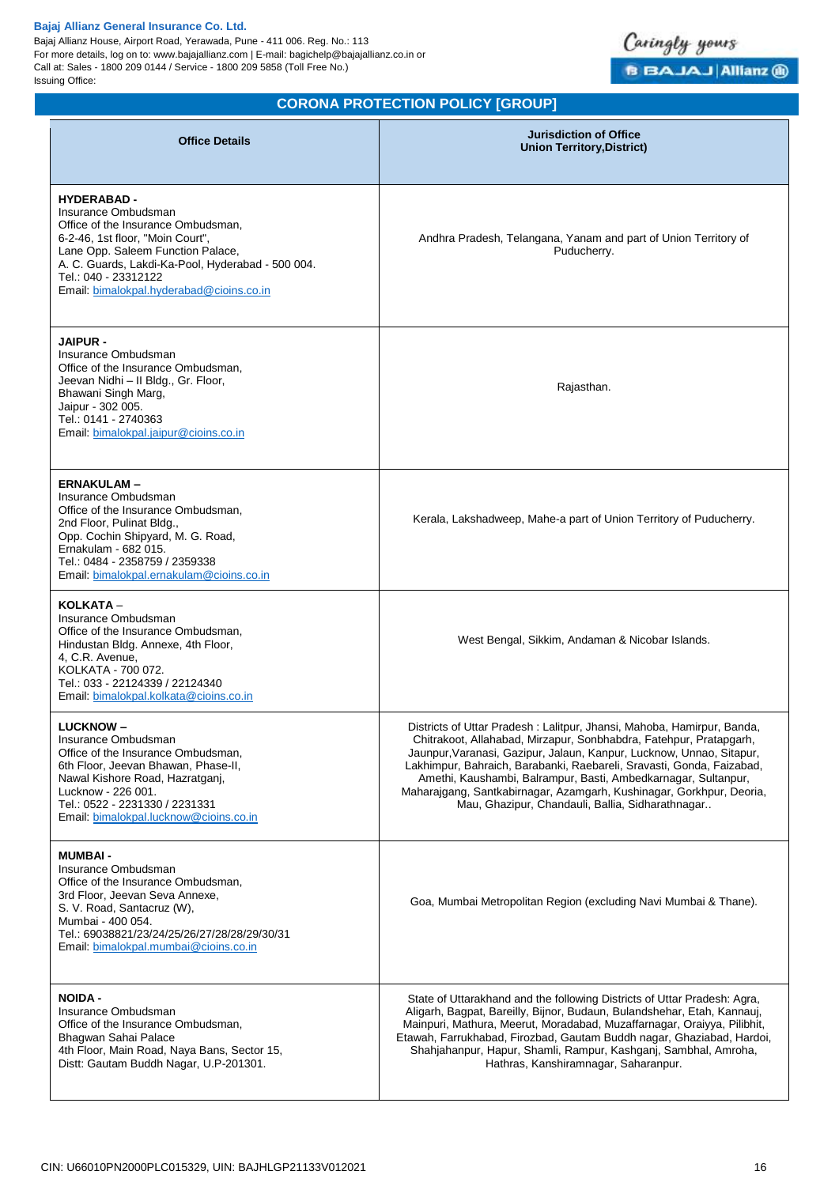## CORONA PROTECTION POLICY [GROUP]

| Office Details | Jurisdiction of Office Union Territory,District) |
|---|---|
| **HYDERABAD -** Insurance Ombudsman Office of the Insurance Ombudsman, 6-2-46, 1st floor, "Moin Court", Lane Opp. Saleem Function Palace, A. C. Guards, Lakdi-Ka-Pool, Hyderabad - 500 004. Tel.: 040 - 23312122 Email: bimalokpal.hyderabad@cioins.co.in | Andhra Pradesh, Telangana, Yanam and part of Union Territory of Puducherry. |
| **JAIPUR -** Insurance Ombudsman Office of the Insurance Ombudsman, Jeevan Nidhi – II Bldg., Gr. Floor, Bhawani Singh Marg, Jaipur - 302 005. Tel.: 0141 - 2740363 Email: bimalokpal.jaipur@cioins.co.in | Rajasthan. |
| **ERNAKULAM –** Insurance Ombudsman Office of the Insurance Ombudsman, 2nd Floor, Pulinat Bldg., Opp. Cochin Shipyard, M. G. Road, Ernakulam - 682 015. Tel.: 0484 - 2358759 / 2359338 Email: bimalokpal.ernakulam@cioins.co.in | Kerala, Lakshadweep, Mahe-a part of Union Territory of Puducherry. |
| **KOLKATA –** Insurance Ombudsman Office of the Insurance Ombudsman, Hindustan Bldg. Annexe, 4th Floor, 4, C.R. Avenue, KOLKATA - 700 072. Tel.: 033 - 22124339 / 22124340 Email: bimalokpal.kolkata@cioins.co.in | West Bengal, Sikkim, Andaman & Nicobar Islands. |
| **LUCKNOW –** Insurance Ombudsman Office of the Insurance Ombudsman, 6th Floor, Jeevan Bhawan, Phase-II, Nawal Kishore Road, Hazratganj, Lucknow - 226 001. Tel.: 0522 - 2231330 / 2231331 Email: bimalokpal.lucknow@cioins.co.in | Districts of Uttar Pradesh : Lalitpur, Jhansi, Mahoba, Hamirpur, Banda, Chitrakoot, Allahabad, Mirzapur, Sonbhabdra, Fatehpur, Pratapgarh, Jaunpur,Varanasi, Gazipur, Jalaun, Kanpur, Lucknow, Unnao, Sitapur, Lakhimpur, Bahraich, Barabanki, Raebareli, Sravasti, Gonda, Faizabad, Amethi, Kaushambi, Balrampur, Basti, Ambedkarnagar, Sultanpur, Maharajgang, Santkabirnagar, Azamgarh, Kushinagar, Gorkhpur, Deoria, Mau, Ghazipur, Chandauli, Ballia, Sidharathnagar.. |
| **MUMBAI -** Insurance Ombudsman Office of the Insurance Ombudsman, 3rd Floor, Jeevan Seva Annexe, S. V. Road, Santacruz (W), Mumbai - 400 054. Tel.: 69038821/23/24/25/26/27/28/28/29/30/31 Email: bimalokpal.mumbai@cioins.co.in | Goa, Mumbai Metropolitan Region (excluding Navi Mumbai & Thane). |
| **NOIDA -** Insurance Ombudsman Office of the Insurance Ombudsman, Bhagwan Sahai Palace 4th Floor, Main Road, Naya Bans, Sector 15, Distt: Gautam Buddh Nagar, U.P-201301. | State of Uttarakhand and the following Districts of Uttar Pradesh: Agra, Aligarh, Bagpat, Bareilly, Bijnor, Budaun, Bulandshehar, Etah, Kannauj, Mainpuri, Mathura, Meerut, Moradabad, Muzaffarnagar, Oraiyya, Pilibhit, Etawah, Farrukhabad, Firozbad, Gautam Buddh nagar, Ghaziabad, Hardoi, Shahjahanpur, Hapur, Shamli, Rampur, Kashganj, Sambhal, Amroha, Hathras, Kanshiramnagar, Saharanpur. |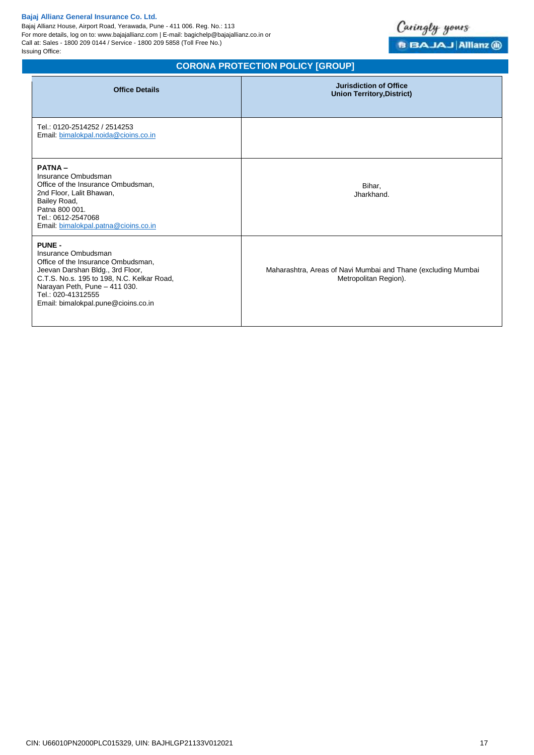## CORONA PROTECTION POLICY [GROUP]

| Office Details | Jurisdiction of Office<br>Union Territory,District) |
|---|---|
| Tel.: 0120-2514252 / 2514253<br>Email: bimalokpal.noida@cioins.co.in | |
| **PATNA –**<br>Insurance Ombudsman<br>Office of the Insurance Ombudsman,<br>2nd Floor, Lalit Bhawan,<br>Bailey Road,<br>Patna 800 001.<br>Tel.: 0612-2547068<br>Email: bimalokpal.patna@cioins.co.in | Bihar,<br>Jharkhand. |
| **PUNE -**<br>Insurance Ombudsman<br>Office of the Insurance Ombudsman,<br>Jeevan Darshan Bldg., 3rd Floor,<br>C.T.S. No.s. 195 to 198, N.C. Kelkar Road,<br>Narayan Peth, Pune – 411 030.<br>Tel.: 020-41312555<br>Email: bimalokpal.pune@cioins.co.in | Maharashtra, Areas of Navi Mumbai and Thane (excluding Mumbai Metropolitan Region). |